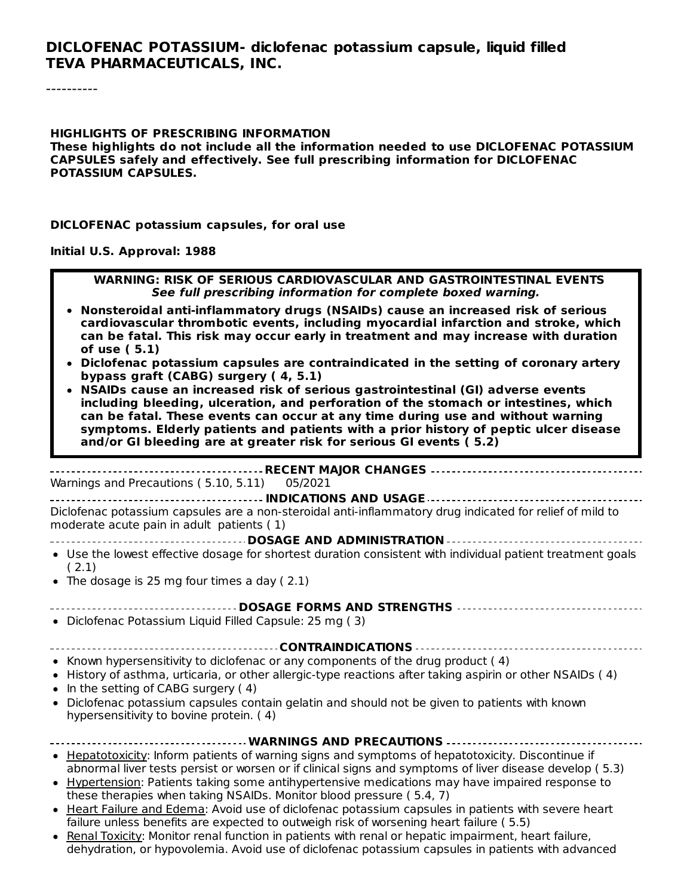# DICLOFENAC POTASSIUM- diclofenac potassium capsule, liquid filled
# TEVA PHARMACEUTICALS, INC.

----------

**HIGHLIGHTS OF PRESCRIBING INFORMATION**
**These highlights do not include all the information needed to use DICLOFENAC POTASSIUM CAPSULES safely and effectively. See full prescribing information for DICLOFENAC POTASSIUM CAPSULES.**

**DICLOFENAC potassium capsules, for oral use**

**Initial U.S. Approval: 1988**

> **WARNING: RISK OF SERIOUS CARDIOVASCULAR AND GASTROINTESTINAL EVENTS**
> ***See full prescribing information for complete boxed warning.***
>
> - **Nonsteroidal anti-inflammatory drugs (NSAIDs) cause an increased risk of serious cardiovascular thrombotic events, including myocardial infarction and stroke, which can be fatal. This risk may occur early in treatment and may increase with duration of use ( 5.1)**
> - **Diclofenac potassium capsules are contraindicated in the setting of coronary artery bypass graft (CABG) surgery ( 4, 5.1)**
> - **NSAIDs cause an increased risk of serious gastrointestinal (GI) adverse events including bleeding, ulceration, and perforation of the stomach or intestines, which can be fatal. These events can occur at any time during use and without warning symptoms. Elderly patients and patients with a prior history of peptic ulcer disease and/or GI bleeding are at greater risk for serious GI events ( 5.2)**

**RECENT MAJOR CHANGES**

Warnings and Precautions ( 5.10, 5.11) 05/2021

**INDICATIONS AND USAGE**

Diclofenac potassium capsules are a non-steroidal anti-inflammatory drug indicated for relief of mild to moderate acute pain in adult patients ( 1)

**DOSAGE AND ADMINISTRATION**

- Use the lowest effective dosage for shortest duration consistent with individual patient treatment goals ( 2.1)
- The dosage is 25 mg four times a day ( 2.1)

**DOSAGE FORMS AND STRENGTHS**

- Diclofenac Potassium Liquid Filled Capsule: 25 mg ( 3)

**CONTRAINDICATIONS**

- Known hypersensitivity to diclofenac or any components of the drug product ( 4)
- History of asthma, urticaria, or other allergic-type reactions after taking aspirin or other NSAIDs ( 4)
- In the setting of CABG surgery ( 4)
- Diclofenac potassium capsules contain gelatin and should not be given to patients with known hypersensitivity to bovine protein. ( 4)

**WARNINGS AND PRECAUTIONS**

- Hepatotoxicity: Inform patients of warning signs and symptoms of hepatotoxicity. Discontinue if abnormal liver tests persist or worsen or if clinical signs and symptoms of liver disease develop ( 5.3)
- Hypertension: Patients taking some antihypertensive medications may have impaired response to these therapies when taking NSAIDs. Monitor blood pressure ( 5.4, 7)
- Heart Failure and Edema: Avoid use of diclofenac potassium capsules in patients with severe heart failure unless benefits are expected to outweigh risk of worsening heart failure ( 5.5)
- Renal Toxicity: Monitor renal function in patients with renal or hepatic impairment, heart failure, dehydration, or hypovolemia. Avoid use of diclofenac potassium capsules in patients with advanced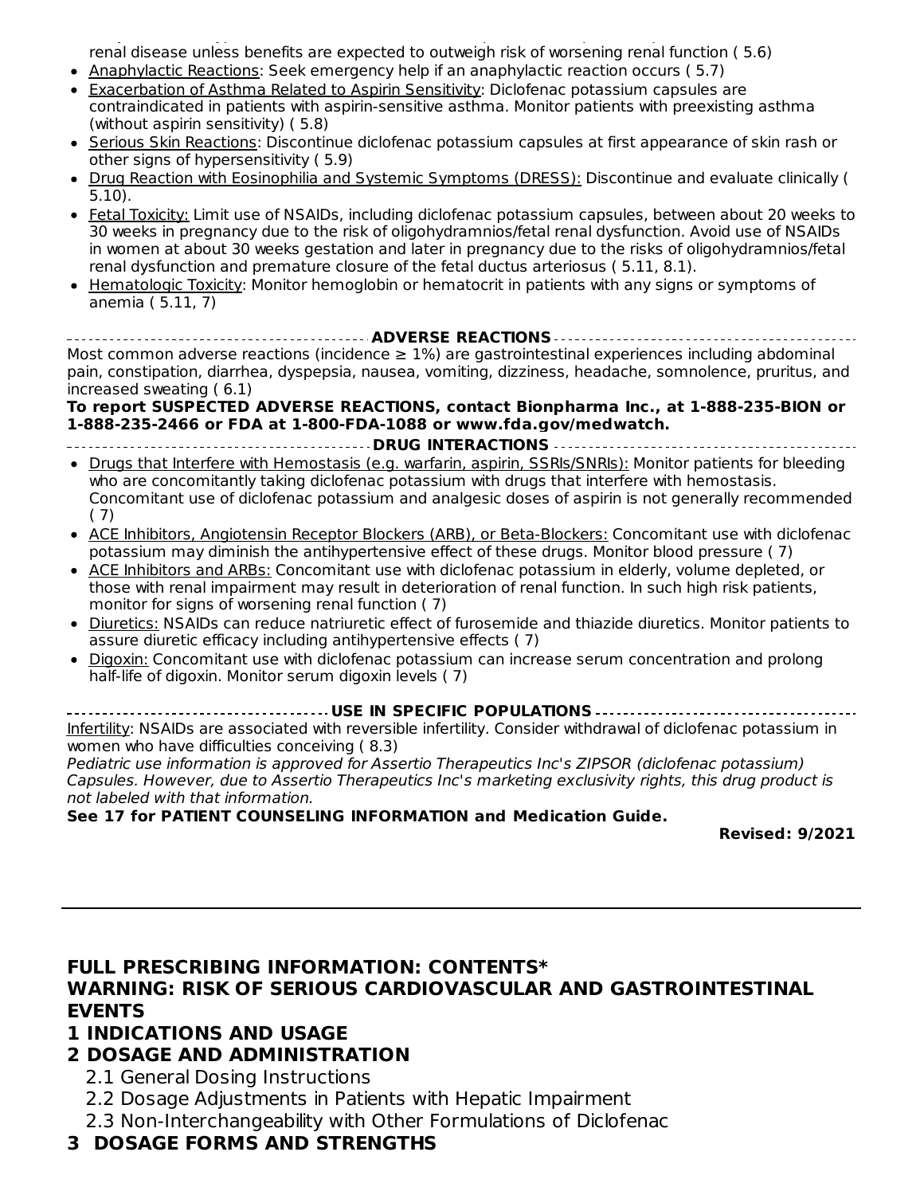renal disease unless benefits are expected to outweigh risk of worsening renal function ( 5.6)

- Anaphylactic Reactions: Seek emergency help if an anaphylactic reaction occurs ( 5.7)
- Exacerbation of Asthma Related to Aspirin Sensitivity: Diclofenac potassium capsules are contraindicated in patients with aspirin-sensitive asthma. Monitor patients with preexisting asthma (without aspirin sensitivity) ( 5.8)
- Serious Skin Reactions: Discontinue diclofenac potassium capsules at first appearance of skin rash or other signs of hypersensitivity ( 5.9)
- Drug Reaction with Eosinophilia and Systemic Symptoms (DRESS): Discontinue and evaluate clinically ( 5.10).
- Fetal Toxicity: Limit use of NSAIDs, including diclofenac potassium capsules, between about 20 weeks to 30 weeks in pregnancy due to the risk of oligohydramnios/fetal renal dysfunction. Avoid use of NSAIDs in women at about 30 weeks gestation and later in pregnancy due to the risks of oligohydramnios/fetal renal dysfunction and premature closure of the fetal ductus arteriosus ( 5.11, 8.1).
- Hematologic Toxicity: Monitor hemoglobin or hematocrit in patients with any signs or symptoms of anemia ( 5.11, 7)

**ADVERSE REACTIONS**

Most common adverse reactions (incidence ≥ 1%) are gastrointestinal experiences including abdominal pain, constipation, diarrhea, dyspepsia, nausea, vomiting, dizziness, headache, somnolence, pruritus, and increased sweating ( 6.1)

**To report SUSPECTED ADVERSE REACTIONS, contact Bionpharma Inc., at 1-888-235-BION or 1-888-235-2466 or FDA at 1-800-FDA-1088 or www.fda.gov/medwatch.**

**DRUG INTERACTIONS**

- Drugs that Interfere with Hemostasis (e.g. warfarin, aspirin, SSRIs/SNRIs): Monitor patients for bleeding who are concomitantly taking diclofenac potassium with drugs that interfere with hemostasis. Concomitant use of diclofenac potassium and analgesic doses of aspirin is not generally recommended ( 7)
- ACE Inhibitors, Angiotensin Receptor Blockers (ARB), or Beta-Blockers: Concomitant use with diclofenac potassium may diminish the antihypertensive effect of these drugs. Monitor blood pressure ( 7)
- ACE Inhibitors and ARBs: Concomitant use with diclofenac potassium in elderly, volume depleted, or those with renal impairment may result in deterioration of renal function. In such high risk patients, monitor for signs of worsening renal function ( 7)
- Diuretics: NSAIDs can reduce natriuretic effect of furosemide and thiazide diuretics. Monitor patients to assure diuretic efficacy including antihypertensive effects ( 7)
- Digoxin: Concomitant use with diclofenac potassium can increase serum concentration and prolong half-life of digoxin. Monitor serum digoxin levels ( 7)

**USE IN SPECIFIC POPULATIONS**

Infertility: NSAIDs are associated with reversible infertility. Consider withdrawal of diclofenac potassium in women who have difficulties conceiving ( 8.3)

*Pediatric use information is approved for Assertio Therapeutics Inc's ZIPSOR (diclofenac potassium) Capsules. However, due to Assertio Therapeutics Inc's marketing exclusivity rights, this drug product is not labeled with that information.*

**See 17 for PATIENT COUNSELING INFORMATION and Medication Guide.**

**Revised: 9/2021**

---

## FULL PRESCRIBING INFORMATION: CONTENTS*

## WARNING: RISK OF SERIOUS CARDIOVASCULAR AND GASTROINTESTINAL EVENTS

## 1 INDICATIONS AND USAGE

## 2 DOSAGE AND ADMINISTRATION

2.1 General Dosing Instructions

2.2 Dosage Adjustments in Patients with Hepatic Impairment

2.3 Non-Interchangeability with Other Formulations of Diclofenac

## 3 DOSAGE FORMS AND STRENGTHS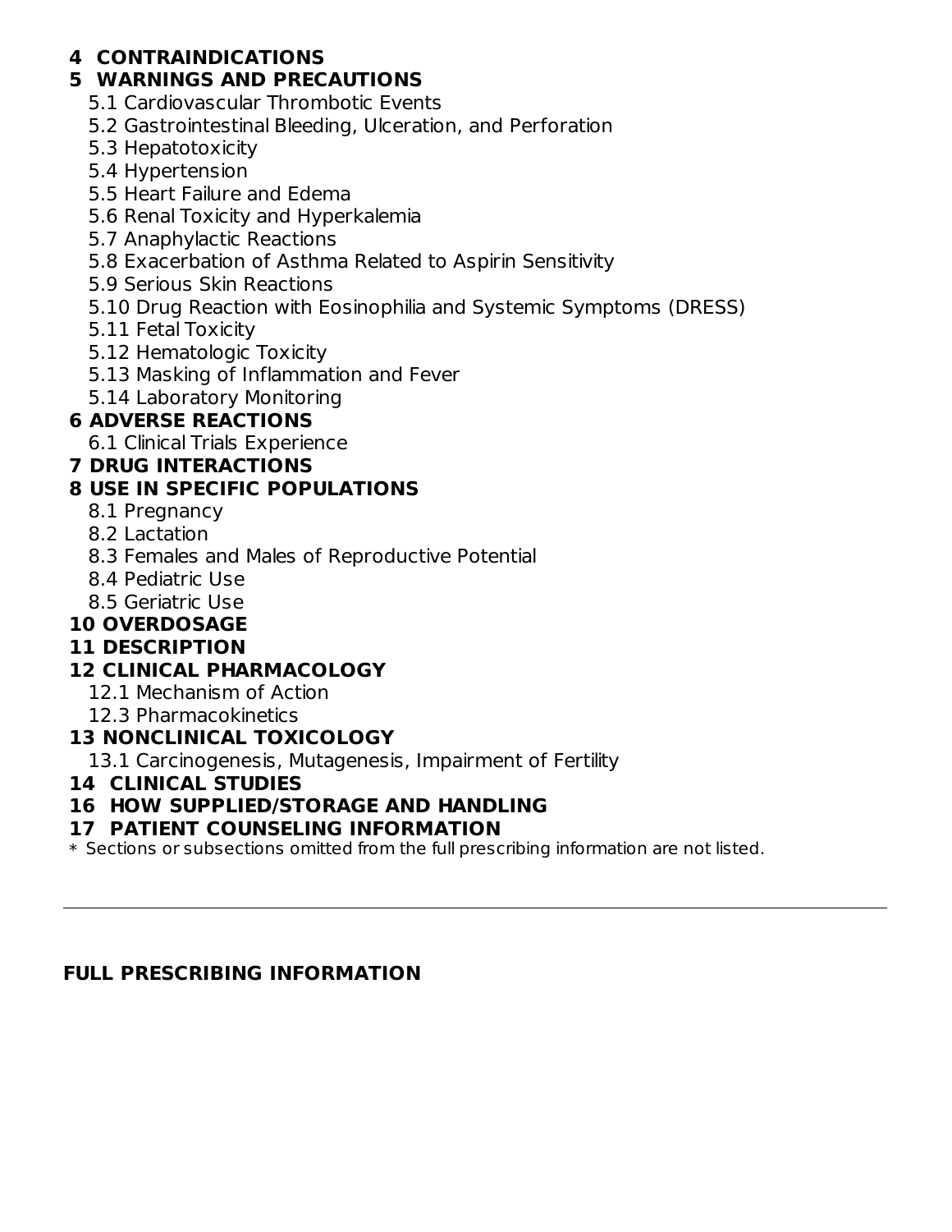**4 CONTRAINDICATIONS**

**5 WARNINGS AND PRECAUTIONS**

5.1 Cardiovascular Thrombotic Events

5.2 Gastrointestinal Bleeding, Ulceration, and Perforation

5.3 Hepatotoxicity

5.4 Hypertension

5.5 Heart Failure and Edema

5.6 Renal Toxicity and Hyperkalemia

5.7 Anaphylactic Reactions

5.8 Exacerbation of Asthma Related to Aspirin Sensitivity

5.9 Serious Skin Reactions

5.10 Drug Reaction with Eosinophilia and Systemic Symptoms (DRESS)

5.11 Fetal Toxicity

5.12 Hematologic Toxicity

5.13 Masking of Inflammation and Fever

5.14 Laboratory Monitoring

**6 ADVERSE REACTIONS**

6.1 Clinical Trials Experience

**7 DRUG INTERACTIONS**

**8 USE IN SPECIFIC POPULATIONS**

8.1 Pregnancy

8.2 Lactation

8.3 Females and Males of Reproductive Potential

8.4 Pediatric Use

8.5 Geriatric Use

**10 OVERDOSAGE**

**11 DESCRIPTION**

**12 CLINICAL PHARMACOLOGY**

12.1 Mechanism of Action

12.3 Pharmacokinetics

**13 NONCLINICAL TOXICOLOGY**

13.1 Carcinogenesis, Mutagenesis, Impairment of Fertility

**14 CLINICAL STUDIES**

**16 HOW SUPPLIED/STORAGE AND HANDLING**

**17 PATIENT COUNSELING INFORMATION**

* Sections or subsections omitted from the full prescribing information are not listed.

---

## FULL PRESCRIBING INFORMATION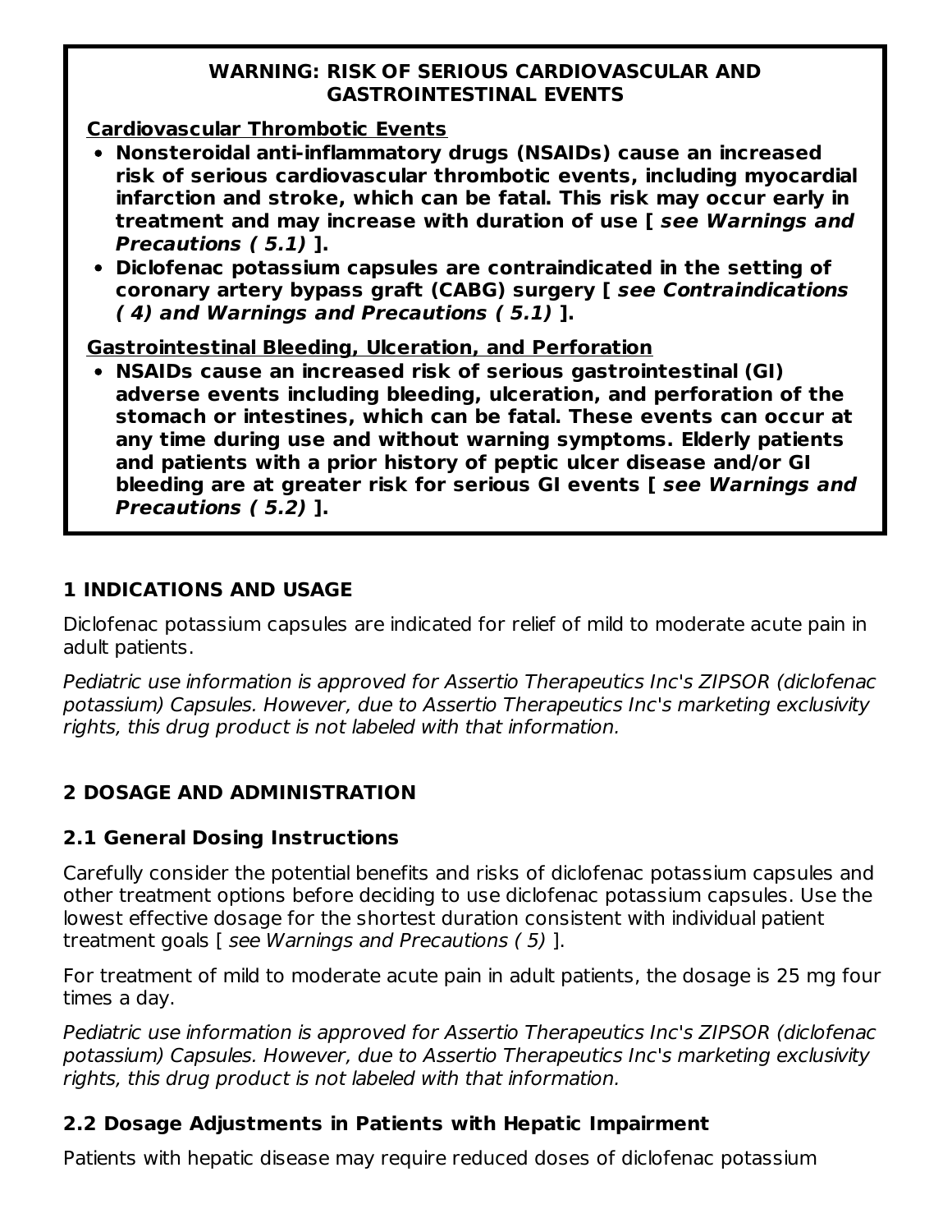**WARNING: RISK OF SERIOUS CARDIOVASCULAR AND GASTROINTESTINAL EVENTS**

**Cardiovascular Thrombotic Events**

- **Nonsteroidal anti-inflammatory drugs (NSAIDs) cause an increased risk of serious cardiovascular thrombotic events, including myocardial infarction and stroke, which can be fatal. This risk may occur early in treatment and may increase with duration of use [ *see Warnings and Precautions ( 5.1)* ].**
- **Diclofenac potassium capsules are contraindicated in the setting of coronary artery bypass graft (CABG) surgery [ *see Contraindications ( 4) and Warnings and Precautions ( 5.1)* ].**

**Gastrointestinal Bleeding, Ulceration, and Perforation**

- **NSAIDs cause an increased risk of serious gastrointestinal (GI) adverse events including bleeding, ulceration, and perforation of the stomach or intestines, which can be fatal. These events can occur at any time during use and without warning symptoms. Elderly patients and patients with a prior history of peptic ulcer disease and/or GI bleeding are at greater risk for serious GI events [ *see Warnings and Precautions ( 5.2)* ].**

## 1 INDICATIONS AND USAGE

Diclofenac potassium capsules are indicated for relief of mild to moderate acute pain in adult patients.

*Pediatric use information is approved for Assertio Therapeutics Inc's ZIPSOR (diclofenac potassium) Capsules. However, due to Assertio Therapeutics Inc's marketing exclusivity rights, this drug product is not labeled with that information.*

## 2 DOSAGE AND ADMINISTRATION

### 2.1 General Dosing Instructions

Carefully consider the potential benefits and risks of diclofenac potassium capsules and other treatment options before deciding to use diclofenac potassium capsules. Use the lowest effective dosage for the shortest duration consistent with individual patient treatment goals [ *see Warnings and Precautions ( 5)* ].

For treatment of mild to moderate acute pain in adult patients, the dosage is 25 mg four times a day.

*Pediatric use information is approved for Assertio Therapeutics Inc's ZIPSOR (diclofenac potassium) Capsules. However, due to Assertio Therapeutics Inc's marketing exclusivity rights, this drug product is not labeled with that information.*

### 2.2 Dosage Adjustments in Patients with Hepatic Impairment

Patients with hepatic disease may require reduced doses of diclofenac potassium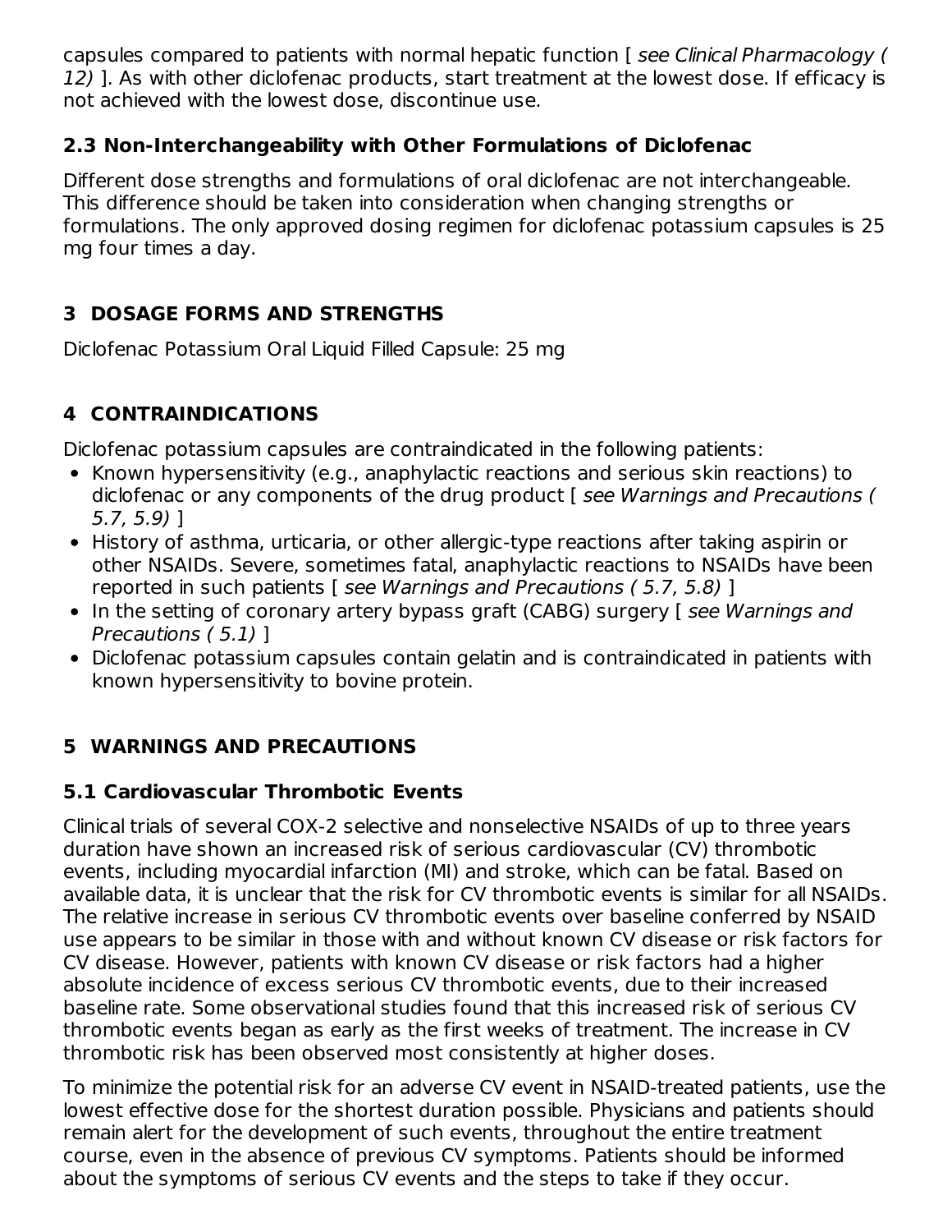capsules compared to patients with normal hepatic function [ *see Clinical Pharmacology ( 12)* ]. As with other diclofenac products, start treatment at the lowest dose. If efficacy is not achieved with the lowest dose, discontinue use.

### 2.3 Non-Interchangeability with Other Formulations of Diclofenac

Different dose strengths and formulations of oral diclofenac are not interchangeable. This difference should be taken into consideration when changing strengths or formulations. The only approved dosing regimen for diclofenac potassium capsules is 25 mg four times a day.

## 3 DOSAGE FORMS AND STRENGTHS

Diclofenac Potassium Oral Liquid Filled Capsule: 25 mg

## 4 CONTRAINDICATIONS

Diclofenac potassium capsules are contraindicated in the following patients:

- Known hypersensitivity (e.g., anaphylactic reactions and serious skin reactions) to diclofenac or any components of the drug product [ *see Warnings and Precautions ( 5.7, 5.9)* ]
- History of asthma, urticaria, or other allergic-type reactions after taking aspirin or other NSAIDs. Severe, sometimes fatal, anaphylactic reactions to NSAIDs have been reported in such patients [ *see Warnings and Precautions ( 5.7, 5.8)* ]
- In the setting of coronary artery bypass graft (CABG) surgery [ *see Warnings and Precautions ( 5.1)* ]
- Diclofenac potassium capsules contain gelatin and is contraindicated in patients with known hypersensitivity to bovine protein.

## 5 WARNINGS AND PRECAUTIONS

### 5.1 Cardiovascular Thrombotic Events

Clinical trials of several COX-2 selective and nonselective NSAIDs of up to three years duration have shown an increased risk of serious cardiovascular (CV) thrombotic events, including myocardial infarction (MI) and stroke, which can be fatal. Based on available data, it is unclear that the risk for CV thrombotic events is similar for all NSAIDs. The relative increase in serious CV thrombotic events over baseline conferred by NSAID use appears to be similar in those with and without known CV disease or risk factors for CV disease. However, patients with known CV disease or risk factors had a higher absolute incidence of excess serious CV thrombotic events, due to their increased baseline rate. Some observational studies found that this increased risk of serious CV thrombotic events began as early as the first weeks of treatment. The increase in CV thrombotic risk has been observed most consistently at higher doses.

To minimize the potential risk for an adverse CV event in NSAID-treated patients, use the lowest effective dose for the shortest duration possible. Physicians and patients should remain alert for the development of such events, throughout the entire treatment course, even in the absence of previous CV symptoms. Patients should be informed about the symptoms of serious CV events and the steps to take if they occur.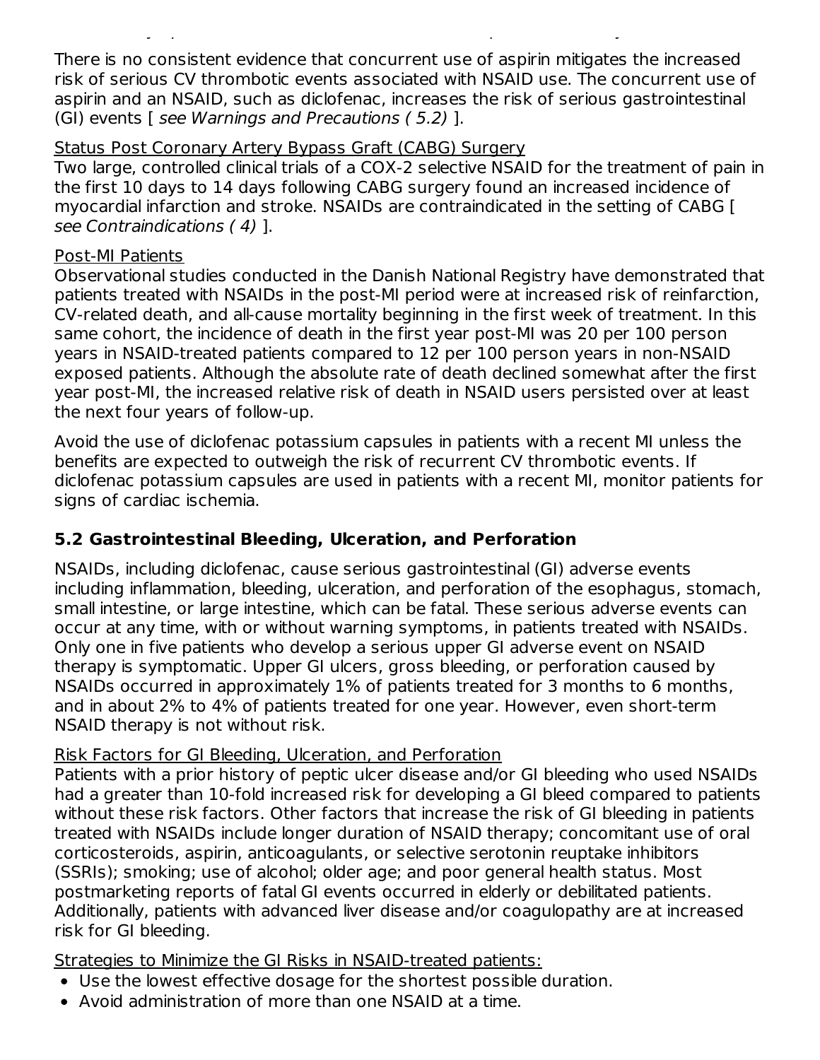There is no consistent evidence that concurrent use of aspirin mitigates the increased risk of serious CV thrombotic events associated with NSAID use. The concurrent use of aspirin and an NSAID, such as diclofenac, increases the risk of serious gastrointestinal (GI) events [ *see Warnings and Precautions ( 5.2)* ].

Status Post Coronary Artery Bypass Graft (CABG) Surgery

Two large, controlled clinical trials of a COX-2 selective NSAID for the treatment of pain in the first 10 days to 14 days following CABG surgery found an increased incidence of myocardial infarction and stroke. NSAIDs are contraindicated in the setting of CABG [ *see Contraindications ( 4)* ].

Post-MI Patients

Observational studies conducted in the Danish National Registry have demonstrated that patients treated with NSAIDs in the post-MI period were at increased risk of reinfarction, CV-related death, and all-cause mortality beginning in the first week of treatment. In this same cohort, the incidence of death in the first year post-MI was 20 per 100 person years in NSAID-treated patients compared to 12 per 100 person years in non-NSAID exposed patients. Although the absolute rate of death declined somewhat after the first year post-MI, the increased relative risk of death in NSAID users persisted over at least the next four years of follow-up.

Avoid the use of diclofenac potassium capsules in patients with a recent MI unless the benefits are expected to outweigh the risk of recurrent CV thrombotic events. If diclofenac potassium capsules are used in patients with a recent MI, monitor patients for signs of cardiac ischemia.

### 5.2 Gastrointestinal Bleeding, Ulceration, and Perforation

NSAIDs, including diclofenac, cause serious gastrointestinal (GI) adverse events including inflammation, bleeding, ulceration, and perforation of the esophagus, stomach, small intestine, or large intestine, which can be fatal. These serious adverse events can occur at any time, with or without warning symptoms, in patients treated with NSAIDs. Only one in five patients who develop a serious upper GI adverse event on NSAID therapy is symptomatic. Upper GI ulcers, gross bleeding, or perforation caused by NSAIDs occurred in approximately 1% of patients treated for 3 months to 6 months, and in about 2% to 4% of patients treated for one year. However, even short-term NSAID therapy is not without risk.

Risk Factors for GI Bleeding, Ulceration, and Perforation

Patients with a prior history of peptic ulcer disease and/or GI bleeding who used NSAIDs had a greater than 10-fold increased risk for developing a GI bleed compared to patients without these risk factors. Other factors that increase the risk of GI bleeding in patients treated with NSAIDs include longer duration of NSAID therapy; concomitant use of oral corticosteroids, aspirin, anticoagulants, or selective serotonin reuptake inhibitors (SSRIs); smoking; use of alcohol; older age; and poor general health status. Most postmarketing reports of fatal GI events occurred in elderly or debilitated patients. Additionally, patients with advanced liver disease and/or coagulopathy are at increased risk for GI bleeding.

Strategies to Minimize the GI Risks in NSAID-treated patients:

- Use the lowest effective dosage for the shortest possible duration.
- Avoid administration of more than one NSAID at a time.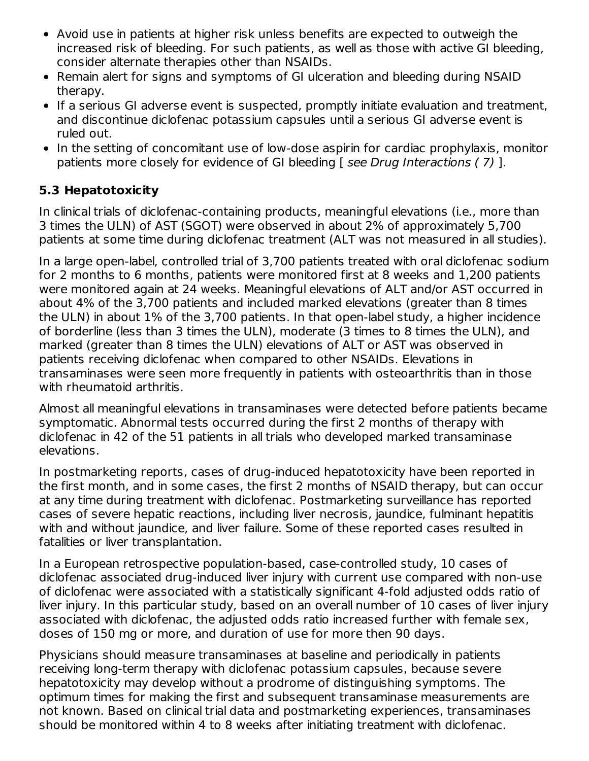- Avoid use in patients at higher risk unless benefits are expected to outweigh the increased risk of bleeding. For such patients, as well as those with active GI bleeding, consider alternate therapies other than NSAIDs.
- Remain alert for signs and symptoms of GI ulceration and bleeding during NSAID therapy.
- If a serious GI adverse event is suspected, promptly initiate evaluation and treatment, and discontinue diclofenac potassium capsules until a serious GI adverse event is ruled out.
- In the setting of concomitant use of low-dose aspirin for cardiac prophylaxis, monitor patients more closely for evidence of GI bleeding [ *see Drug Interactions ( 7)* ].

### 5.3 Hepatotoxicity

In clinical trials of diclofenac-containing products, meaningful elevations (i.e., more than 3 times the ULN) of AST (SGOT) were observed in about 2% of approximately 5,700 patients at some time during diclofenac treatment (ALT was not measured in all studies).

In a large open-label, controlled trial of 3,700 patients treated with oral diclofenac sodium for 2 months to 6 months, patients were monitored first at 8 weeks and 1,200 patients were monitored again at 24 weeks. Meaningful elevations of ALT and/or AST occurred in about 4% of the 3,700 patients and included marked elevations (greater than 8 times the ULN) in about 1% of the 3,700 patients. In that open-label study, a higher incidence of borderline (less than 3 times the ULN), moderate (3 times to 8 times the ULN), and marked (greater than 8 times the ULN) elevations of ALT or AST was observed in patients receiving diclofenac when compared to other NSAIDs. Elevations in transaminases were seen more frequently in patients with osteoarthritis than in those with rheumatoid arthritis.

Almost all meaningful elevations in transaminases were detected before patients became symptomatic. Abnormal tests occurred during the first 2 months of therapy with diclofenac in 42 of the 51 patients in all trials who developed marked transaminase elevations.

In postmarketing reports, cases of drug-induced hepatotoxicity have been reported in the first month, and in some cases, the first 2 months of NSAID therapy, but can occur at any time during treatment with diclofenac. Postmarketing surveillance has reported cases of severe hepatic reactions, including liver necrosis, jaundice, fulminant hepatitis with and without jaundice, and liver failure. Some of these reported cases resulted in fatalities or liver transplantation.

In a European retrospective population-based, case-controlled study, 10 cases of diclofenac associated drug-induced liver injury with current use compared with non-use of diclofenac were associated with a statistically significant 4-fold adjusted odds ratio of liver injury. In this particular study, based on an overall number of 10 cases of liver injury associated with diclofenac, the adjusted odds ratio increased further with female sex, doses of 150 mg or more, and duration of use for more then 90 days.

Physicians should measure transaminases at baseline and periodically in patients receiving long-term therapy with diclofenac potassium capsules, because severe hepatotoxicity may develop without a prodrome of distinguishing symptoms. The optimum times for making the first and subsequent transaminase measurements are not known. Based on clinical trial data and postmarketing experiences, transaminases should be monitored within 4 to 8 weeks after initiating treatment with diclofenac.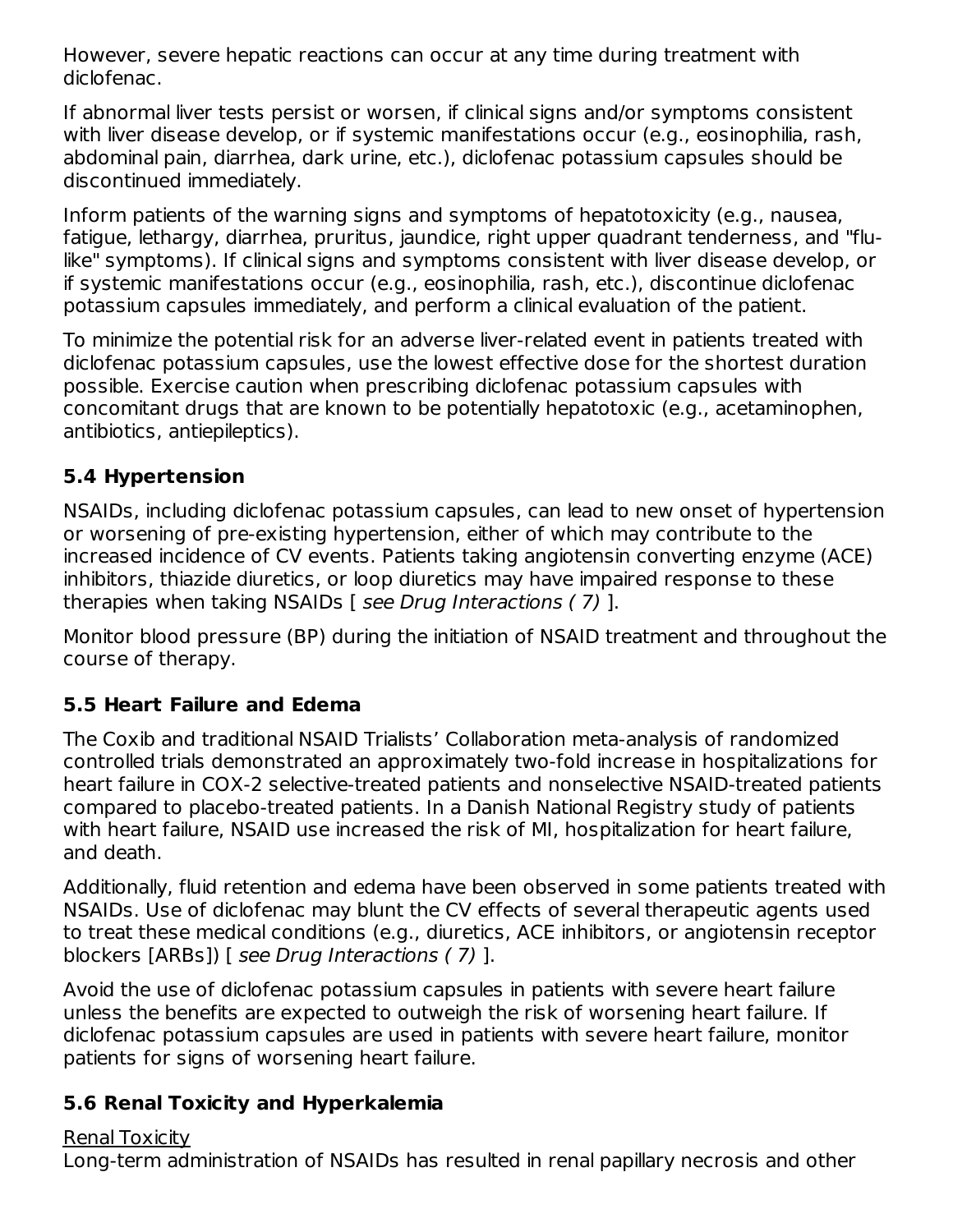However, severe hepatic reactions can occur at any time during treatment with diclofenac.

If abnormal liver tests persist or worsen, if clinical signs and/or symptoms consistent with liver disease develop, or if systemic manifestations occur (e.g., eosinophilia, rash, abdominal pain, diarrhea, dark urine, etc.), diclofenac potassium capsules should be discontinued immediately.

Inform patients of the warning signs and symptoms of hepatotoxicity (e.g., nausea, fatigue, lethargy, diarrhea, pruritus, jaundice, right upper quadrant tenderness, and "flu-like" symptoms). If clinical signs and symptoms consistent with liver disease develop, or if systemic manifestations occur (e.g., eosinophilia, rash, etc.), discontinue diclofenac potassium capsules immediately, and perform a clinical evaluation of the patient.

To minimize the potential risk for an adverse liver-related event in patients treated with diclofenac potassium capsules, use the lowest effective dose for the shortest duration possible. Exercise caution when prescribing diclofenac potassium capsules with concomitant drugs that are known to be potentially hepatotoxic (e.g., acetaminophen, antibiotics, antiepileptics).

### 5.4 Hypertension

NSAIDs, including diclofenac potassium capsules, can lead to new onset of hypertension or worsening of pre-existing hypertension, either of which may contribute to the increased incidence of CV events. Patients taking angiotensin converting enzyme (ACE) inhibitors, thiazide diuretics, or loop diuretics may have impaired response to these therapies when taking NSAIDs [ *see Drug Interactions ( 7)* ].

Monitor blood pressure (BP) during the initiation of NSAID treatment and throughout the course of therapy.

### 5.5 Heart Failure and Edema

The Coxib and traditional NSAID Trialists' Collaboration meta-analysis of randomized controlled trials demonstrated an approximately two-fold increase in hospitalizations for heart failure in COX-2 selective-treated patients and nonselective NSAID-treated patients compared to placebo-treated patients. In a Danish National Registry study of patients with heart failure, NSAID use increased the risk of MI, hospitalization for heart failure, and death.

Additionally, fluid retention and edema have been observed in some patients treated with NSAIDs. Use of diclofenac may blunt the CV effects of several therapeutic agents used to treat these medical conditions (e.g., diuretics, ACE inhibitors, or angiotensin receptor blockers [ARBs]) [ *see Drug Interactions ( 7)* ].

Avoid the use of diclofenac potassium capsules in patients with severe heart failure unless the benefits are expected to outweigh the risk of worsening heart failure. If diclofenac potassium capsules are used in patients with severe heart failure, monitor patients for signs of worsening heart failure.

### 5.6 Renal Toxicity and Hyperkalemia

Renal Toxicity

Long-term administration of NSAIDs has resulted in renal papillary necrosis and other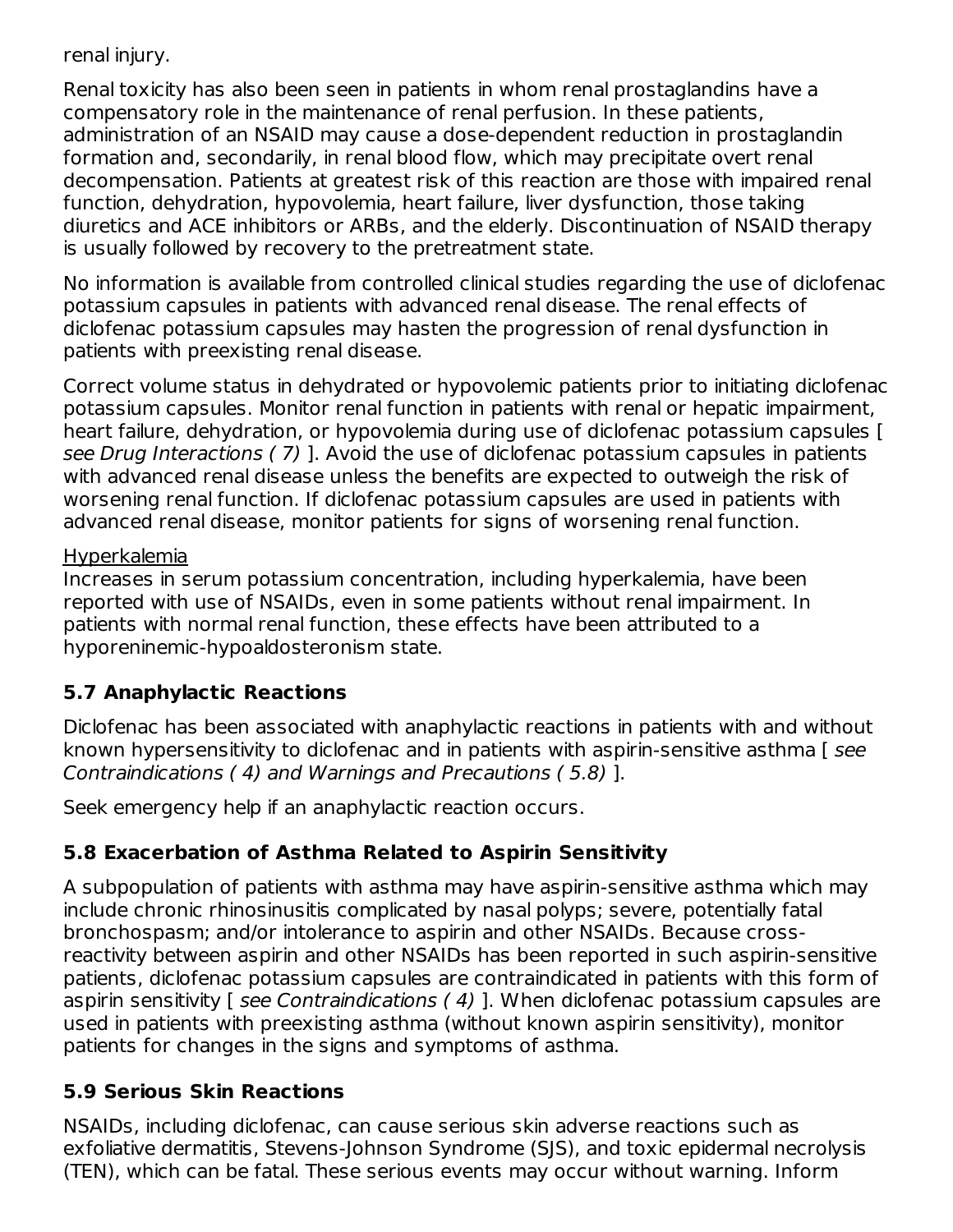renal injury.

Renal toxicity has also been seen in patients in whom renal prostaglandins have a compensatory role in the maintenance of renal perfusion. In these patients, administration of an NSAID may cause a dose-dependent reduction in prostaglandin formation and, secondarily, in renal blood flow, which may precipitate overt renal decompensation. Patients at greatest risk of this reaction are those with impaired renal function, dehydration, hypovolemia, heart failure, liver dysfunction, those taking diuretics and ACE inhibitors or ARBs, and the elderly. Discontinuation of NSAID therapy is usually followed by recovery to the pretreatment state.

No information is available from controlled clinical studies regarding the use of diclofenac potassium capsules in patients with advanced renal disease. The renal effects of diclofenac potassium capsules may hasten the progression of renal dysfunction in patients with preexisting renal disease.

Correct volume status in dehydrated or hypovolemic patients prior to initiating diclofenac potassium capsules. Monitor renal function in patients with renal or hepatic impairment, heart failure, dehydration, or hypovolemia during use of diclofenac potassium capsules [ *see Drug Interactions ( 7)* ]. Avoid the use of diclofenac potassium capsules in patients with advanced renal disease unless the benefits are expected to outweigh the risk of worsening renal function. If diclofenac potassium capsules are used in patients with advanced renal disease, monitor patients for signs of worsening renal function.

Hyperkalemia

Increases in serum potassium concentration, including hyperkalemia, have been reported with use of NSAIDs, even in some patients without renal impairment. In patients with normal renal function, these effects have been attributed to a hyporeninemic-hypoaldosteronism state.

### 5.7 Anaphylactic Reactions

Diclofenac has been associated with anaphylactic reactions in patients with and without known hypersensitivity to diclofenac and in patients with aspirin-sensitive asthma [ *see Contraindications ( 4) and Warnings and Precautions ( 5.8)* ].

Seek emergency help if an anaphylactic reaction occurs.

### 5.8 Exacerbation of Asthma Related to Aspirin Sensitivity

A subpopulation of patients with asthma may have aspirin-sensitive asthma which may include chronic rhinosinusitis complicated by nasal polyps; severe, potentially fatal bronchospasm; and/or intolerance to aspirin and other NSAIDs. Because cross-reactivity between aspirin and other NSAIDs has been reported in such aspirin-sensitive patients, diclofenac potassium capsules are contraindicated in patients with this form of aspirin sensitivity [ *see Contraindications ( 4)* ]. When diclofenac potassium capsules are used in patients with preexisting asthma (without known aspirin sensitivity), monitor patients for changes in the signs and symptoms of asthma.

### 5.9 Serious Skin Reactions

NSAIDs, including diclofenac, can cause serious skin adverse reactions such as exfoliative dermatitis, Stevens-Johnson Syndrome (SJS), and toxic epidermal necrolysis (TEN), which can be fatal. These serious events may occur without warning. Inform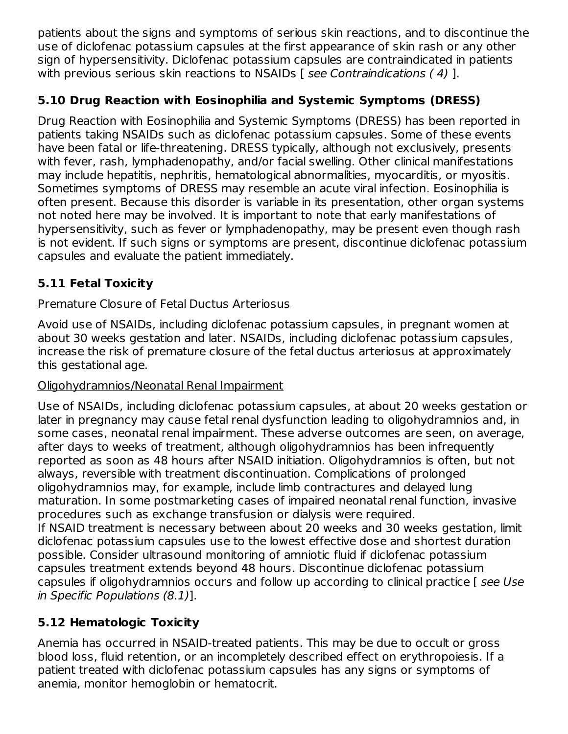patients about the signs and symptoms of serious skin reactions, and to discontinue the use of diclofenac potassium capsules at the first appearance of skin rash or any other sign of hypersensitivity. Diclofenac potassium capsules are contraindicated in patients with previous serious skin reactions to NSAIDs [ *see Contraindications ( 4)* ].

### 5.10 Drug Reaction with Eosinophilia and Systemic Symptoms (DRESS)

Drug Reaction with Eosinophilia and Systemic Symptoms (DRESS) has been reported in patients taking NSAIDs such as diclofenac potassium capsules. Some of these events have been fatal or life-threatening. DRESS typically, although not exclusively, presents with fever, rash, lymphadenopathy, and/or facial swelling. Other clinical manifestations may include hepatitis, nephritis, hematological abnormalities, myocarditis, or myositis. Sometimes symptoms of DRESS may resemble an acute viral infection. Eosinophilia is often present. Because this disorder is variable in its presentation, other organ systems not noted here may be involved. It is important to note that early manifestations of hypersensitivity, such as fever or lymphadenopathy, may be present even though rash is not evident. If such signs or symptoms are present, discontinue diclofenac potassium capsules and evaluate the patient immediately.

### 5.11 Fetal Toxicity

Premature Closure of Fetal Ductus Arteriosus

Avoid use of NSAIDs, including diclofenac potassium capsules, in pregnant women at about 30 weeks gestation and later. NSAIDs, including diclofenac potassium capsules, increase the risk of premature closure of the fetal ductus arteriosus at approximately this gestational age.

Oligohydramnios/Neonatal Renal Impairment

Use of NSAIDs, including diclofenac potassium capsules, at about 20 weeks gestation or later in pregnancy may cause fetal renal dysfunction leading to oligohydramnios and, in some cases, neonatal renal impairment. These adverse outcomes are seen, on average, after days to weeks of treatment, although oligohydramnios has been infrequently reported as soon as 48 hours after NSAID initiation. Oligohydramnios is often, but not always, reversible with treatment discontinuation. Complications of prolonged oligohydramnios may, for example, include limb contractures and delayed lung maturation. In some postmarketing cases of impaired neonatal renal function, invasive procedures such as exchange transfusion or dialysis were required.
If NSAID treatment is necessary between about 20 weeks and 30 weeks gestation, limit diclofenac potassium capsules use to the lowest effective dose and shortest duration possible. Consider ultrasound monitoring of amniotic fluid if diclofenac potassium capsules treatment extends beyond 48 hours. Discontinue diclofenac potassium capsules if oligohydramnios occurs and follow up according to clinical practice [ *see Use in Specific Populations (8.1)*].

### 5.12 Hematologic Toxicity

Anemia has occurred in NSAID-treated patients. This may be due to occult or gross blood loss, fluid retention, or an incompletely described effect on erythropoiesis. If a patient treated with diclofenac potassium capsules has any signs or symptoms of anemia, monitor hemoglobin or hematocrit.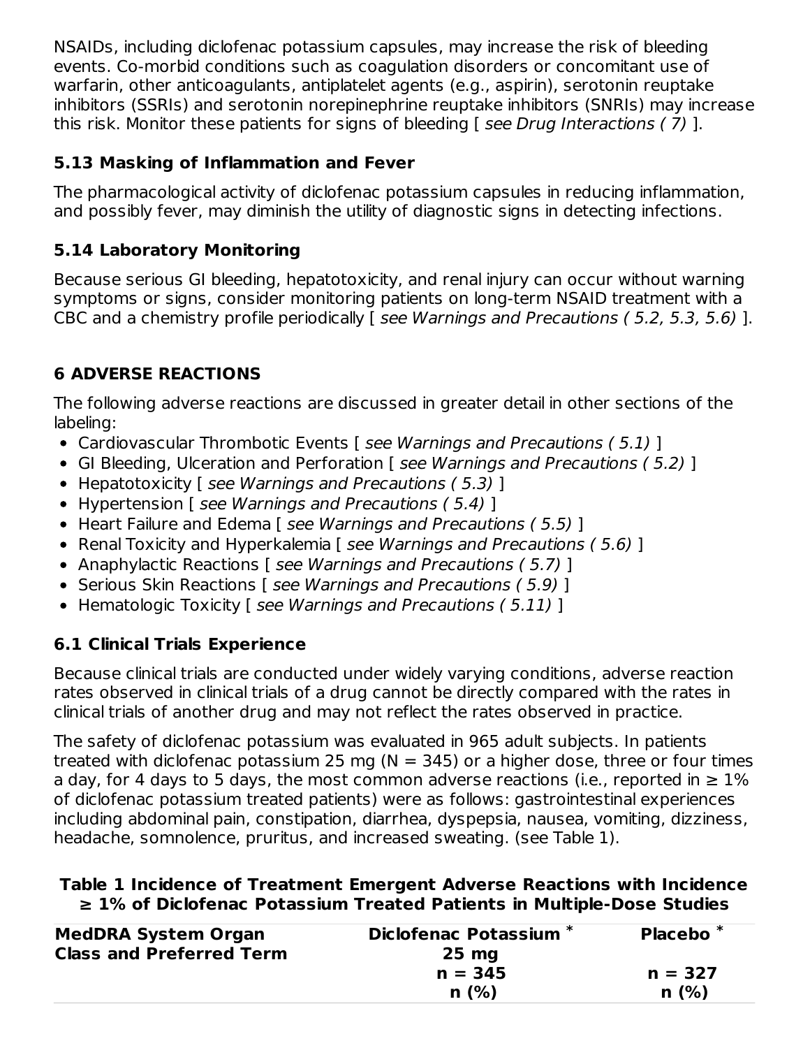NSAIDs, including diclofenac potassium capsules, may increase the risk of bleeding events. Co-morbid conditions such as coagulation disorders or concomitant use of warfarin, other anticoagulants, antiplatelet agents (e.g., aspirin), serotonin reuptake inhibitors (SSRIs) and serotonin norepinephrine reuptake inhibitors (SNRIs) may increase this risk. Monitor these patients for signs of bleeding [ *see Drug Interactions ( 7)* ].

### 5.13 Masking of Inflammation and Fever

The pharmacological activity of diclofenac potassium capsules in reducing inflammation, and possibly fever, may diminish the utility of diagnostic signs in detecting infections.

### 5.14 Laboratory Monitoring

Because serious GI bleeding, hepatotoxicity, and renal injury can occur without warning symptoms or signs, consider monitoring patients on long-term NSAID treatment with a CBC and a chemistry profile periodically [ *see Warnings and Precautions ( 5.2, 5.3, 5.6)* ].

## 6 ADVERSE REACTIONS

The following adverse reactions are discussed in greater detail in other sections of the labeling:

- Cardiovascular Thrombotic Events [ *see Warnings and Precautions ( 5.1)* ]
- GI Bleeding, Ulceration and Perforation [ *see Warnings and Precautions ( 5.2)* ]
- Hepatotoxicity [ *see Warnings and Precautions ( 5.3)* ]
- Hypertension [ *see Warnings and Precautions ( 5.4)* ]
- Heart Failure and Edema [ *see Warnings and Precautions ( 5.5)* ]
- Renal Toxicity and Hyperkalemia [ *see Warnings and Precautions ( 5.6)* ]
- Anaphylactic Reactions [ *see Warnings and Precautions ( 5.7)* ]
- Serious Skin Reactions [ *see Warnings and Precautions ( 5.9)* ]
- Hematologic Toxicity [ *see Warnings and Precautions ( 5.11)* ]

### 6.1 Clinical Trials Experience

Because clinical trials are conducted under widely varying conditions, adverse reaction rates observed in clinical trials of a drug cannot be directly compared with the rates in clinical trials of another drug and may not reflect the rates observed in practice.

The safety of diclofenac potassium was evaluated in 965 adult subjects. In patients treated with diclofenac potassium 25 mg (N = 345) or a higher dose, three or four times a day, for 4 days to 5 days, the most common adverse reactions (i.e., reported in ≥ 1% of diclofenac potassium treated patients) were as follows: gastrointestinal experiences including abdominal pain, constipation, diarrhea, dyspepsia, nausea, vomiting, dizziness, headache, somnolence, pruritus, and increased sweating. (see Table 1).

**Table 1 Incidence of Treatment Emergent Adverse Reactions with Incidence ≥ 1% of Diclofenac Potassium Treated Patients in Multiple-Dose Studies**

| MedDRA System Organ Class and Preferred Term | Diclofenac Potassium * 25 mg n = 345 n (%) | Placebo * n = 327 n (%) |
|---|---|---|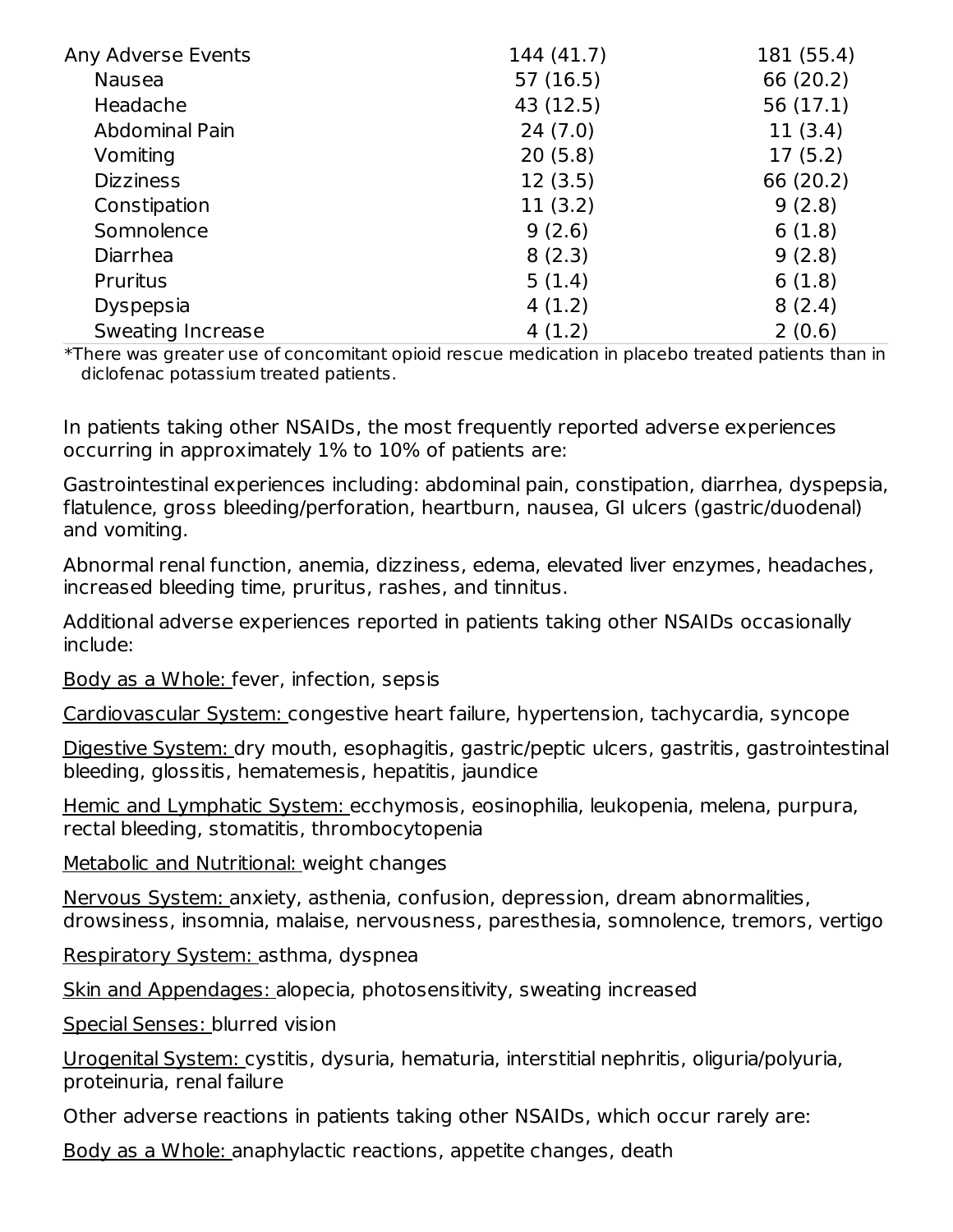| | | |
|---|---|---|
| Any Adverse Events | 144 (41.7) | 181 (55.4) |
| Nausea | 57 (16.5) | 66 (20.2) |
| Headache | 43 (12.5) | 56 (17.1) |
| Abdominal Pain | 24 (7.0) | 11 (3.4) |
| Vomiting | 20 (5.8) | 17 (5.2) |
| Dizziness | 12 (3.5) | 66 (20.2) |
| Constipation | 11 (3.2) | 9 (2.8) |
| Somnolence | 9 (2.6) | 6 (1.8) |
| Diarrhea | 8 (2.3) | 9 (2.8) |
| Pruritus | 5 (1.4) | 6 (1.8) |
| Dyspepsia | 4 (1.2) | 8 (2.4) |
| Sweating Increase | 4 (1.2) | 2 (0.6) |

*There was greater use of concomitant opioid rescue medication in placebo treated patients than in diclofenac potassium treated patients.

In patients taking other NSAIDs, the most frequently reported adverse experiences occurring in approximately 1% to 10% of patients are:

Gastrointestinal experiences including: abdominal pain, constipation, diarrhea, dyspepsia, flatulence, gross bleeding/perforation, heartburn, nausea, GI ulcers (gastric/duodenal) and vomiting.

Abnormal renal function, anemia, dizziness, edema, elevated liver enzymes, headaches, increased bleeding time, pruritus, rashes, and tinnitus.

Additional adverse experiences reported in patients taking other NSAIDs occasionally include:

Body as a Whole: fever, infection, sepsis

Cardiovascular System: congestive heart failure, hypertension, tachycardia, syncope

Digestive System: dry mouth, esophagitis, gastric/peptic ulcers, gastritis, gastrointestinal bleeding, glossitis, hematemesis, hepatitis, jaundice

Hemic and Lymphatic System: ecchymosis, eosinophilia, leukopenia, melena, purpura, rectal bleeding, stomatitis, thrombocytopenia

Metabolic and Nutritional: weight changes

Nervous System: anxiety, asthenia, confusion, depression, dream abnormalities, drowsiness, insomnia, malaise, nervousness, paresthesia, somnolence, tremors, vertigo

Respiratory System: asthma, dyspnea

Skin and Appendages: alopecia, photosensitivity, sweating increased

Special Senses: blurred vision

Urogenital System: cystitis, dysuria, hematuria, interstitial nephritis, oliguria/polyuria, proteinuria, renal failure

Other adverse reactions in patients taking other NSAIDs, which occur rarely are:

Body as a Whole: anaphylactic reactions, appetite changes, death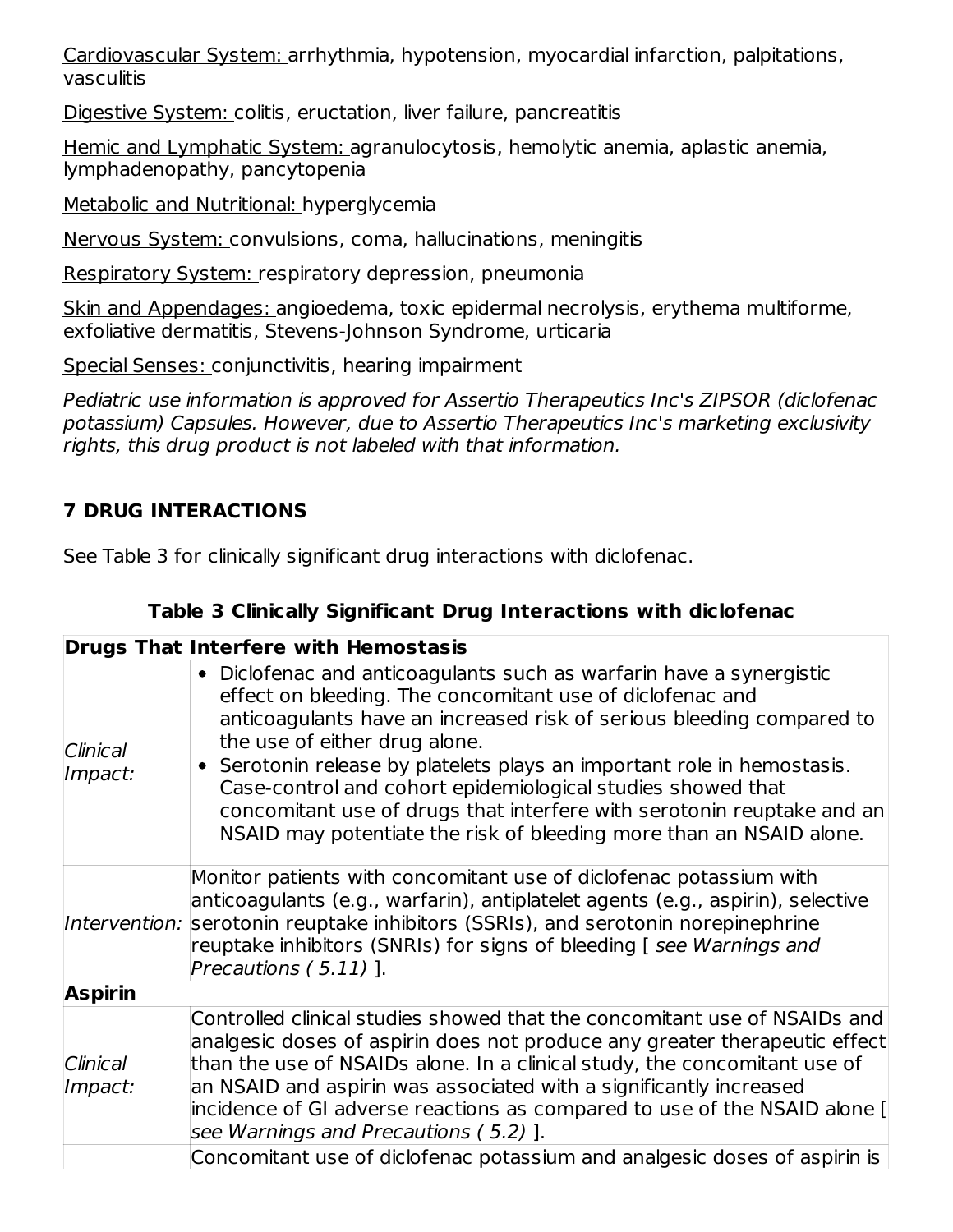<u>Cardiovascular System:</u> arrhythmia, hypotension, myocardial infarction, palpitations, vasculitis

<u>Digestive System:</u> colitis, eructation, liver failure, pancreatitis

<u>Hemic and Lymphatic System:</u> agranulocytosis, hemolytic anemia, aplastic anemia, lymphadenopathy, pancytopenia

<u>Metabolic and Nutritional:</u> hyperglycemia

<u>Nervous System:</u> convulsions, coma, hallucinations, meningitis

<u>Respiratory System:</u> respiratory depression, pneumonia

<u>Skin and Appendages:</u> angioedema, toxic epidermal necrolysis, erythema multiforme, exfoliative dermatitis, Stevens-Johnson Syndrome, urticaria

<u>Special Senses:</u> conjunctivitis, hearing impairment

*Pediatric use information is approved for Assertio Therapeutics Inc's ZIPSOR (diclofenac potassium) Capsules. However, due to Assertio Therapeutics Inc's marketing exclusivity rights, this drug product is not labeled with that information.*

## 7 DRUG INTERACTIONS

See Table 3 for clinically significant drug interactions with diclofenac.

**Table 3 Clinically Significant Drug Interactions with diclofenac**

| **Drugs That Interfere with Hemostasis** | |
|---|---|
| *Clinical Impact:* | • Diclofenac and anticoagulants such as warfarin have a synergistic effect on bleeding. The concomitant use of diclofenac and anticoagulants have an increased risk of serious bleeding compared to the use of either drug alone.<br>• Serotonin release by platelets plays an important role in hemostasis. Case-control and cohort epidemiological studies showed that concomitant use of drugs that interfere with serotonin reuptake and an NSAID may potentiate the risk of bleeding more than an NSAID alone. |
| *Intervention:* | Monitor patients with concomitant use of diclofenac potassium with anticoagulants (e.g., warfarin), antiplatelet agents (e.g., aspirin), selective serotonin reuptake inhibitors (SSRIs), and serotonin norepinephrine reuptake inhibitors (SNRIs) for signs of bleeding [ *see Warnings and Precautions ( 5.11)* ]. |
| **Aspirin** | |
| *Clinical Impact:* | Controlled clinical studies showed that the concomitant use of NSAIDs and analgesic doses of aspirin does not produce any greater therapeutic effect than the use of NSAIDs alone. In a clinical study, the concomitant use of an NSAID and aspirin was associated with a significantly increased incidence of GI adverse reactions as compared to use of the NSAID alone [ *see Warnings and Precautions ( 5.2)* ]. |
| | Concomitant use of diclofenac potassium and analgesic doses of aspirin is |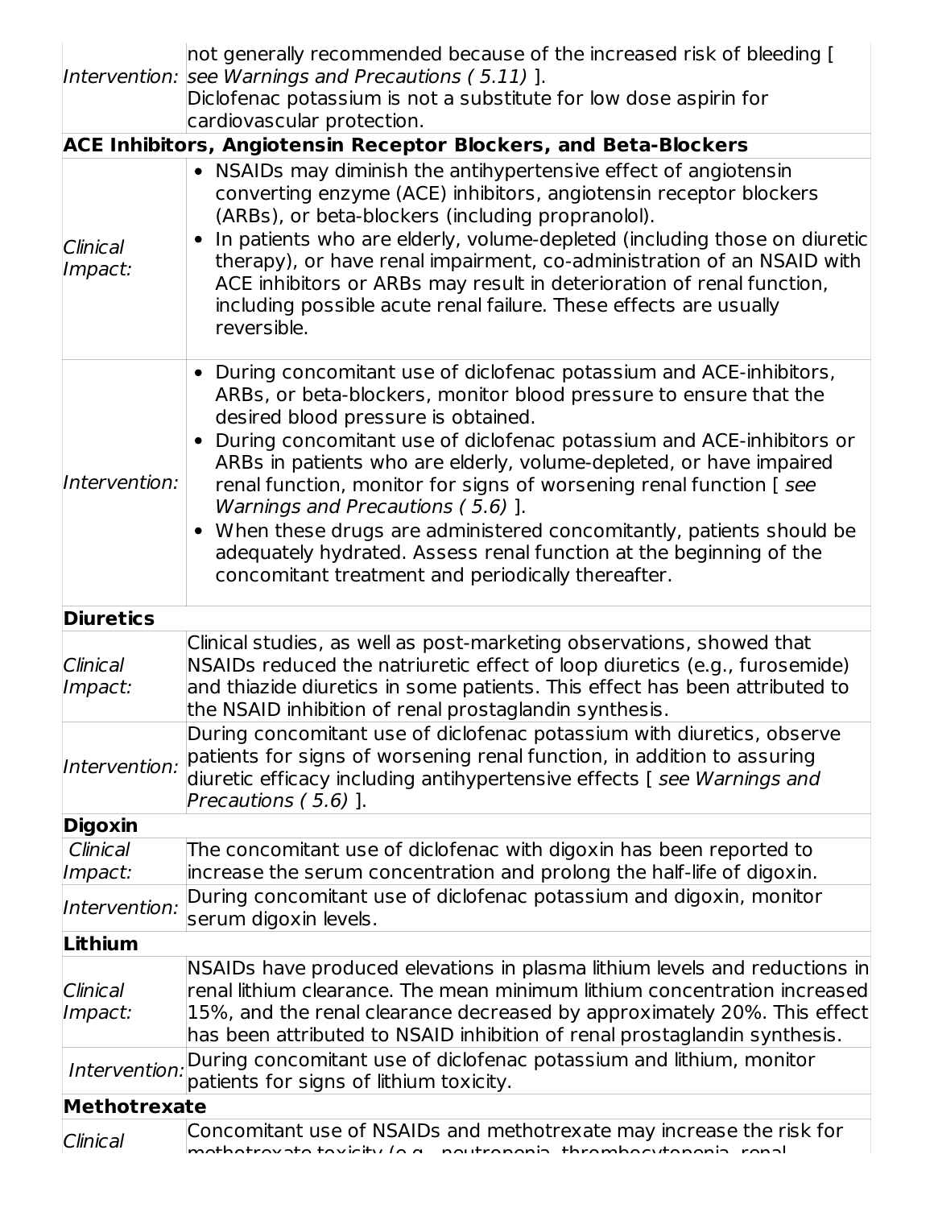| | |
|---|---|
| *Intervention:* | not generally recommended because of the increased risk of bleeding [ *see Warnings and Precautions ( 5.11)* ].<br>Diclofenac potassium is not a substitute for low dose aspirin for cardiovascular protection. |
| **ACE Inhibitors, Angiotensin Receptor Blockers, and Beta-Blockers** | |
| *Clinical Impact:* | • NSAIDs may diminish the antihypertensive effect of angiotensin converting enzyme (ACE) inhibitors, angiotensin receptor blockers (ARBs), or beta-blockers (including propranolol).<br>• In patients who are elderly, volume-depleted (including those on diuretic therapy), or have renal impairment, co-administration of an NSAID with ACE inhibitors or ARBs may result in deterioration of renal function, including possible acute renal failure. These effects are usually reversible. |
| *Intervention:* | • During concomitant use of diclofenac potassium and ACE-inhibitors, ARBs, or beta-blockers, monitor blood pressure to ensure that the desired blood pressure is obtained.<br>• During concomitant use of diclofenac potassium and ACE-inhibitors or ARBs in patients who are elderly, volume-depleted, or have impaired renal function, monitor for signs of worsening renal function [ *see Warnings and Precautions ( 5.6)* ].<br>• When these drugs are administered concomitantly, patients should be adequately hydrated. Assess renal function at the beginning of the concomitant treatment and periodically thereafter. |
| **Diuretics** | |
| *Clinical Impact:* | Clinical studies, as well as post-marketing observations, showed that NSAIDs reduced the natriuretic effect of loop diuretics (e.g., furosemide) and thiazide diuretics in some patients. This effect has been attributed to the NSAID inhibition of renal prostaglandin synthesis. |
| *Intervention:* | During concomitant use of diclofenac potassium with diuretics, observe patients for signs of worsening renal function, in addition to assuring diuretic efficacy including antihypertensive effects [ *see Warnings and Precautions ( 5.6)* ]. |
| **Digoxin** | |
| *Clinical Impact:* | The concomitant use of diclofenac with digoxin has been reported to increase the serum concentration and prolong the half-life of digoxin. |
| *Intervention:* | During concomitant use of diclofenac potassium and digoxin, monitor serum digoxin levels. |
| **Lithium** | |
| *Clinical Impact:* | NSAIDs have produced elevations in plasma lithium levels and reductions in renal lithium clearance. The mean minimum lithium concentration increased 15%, and the renal clearance decreased by approximately 20%. This effect has been attributed to NSAID inhibition of renal prostaglandin synthesis. |
| *Intervention:* | During concomitant use of diclofenac potassium and lithium, monitor patients for signs of lithium toxicity. |
| **Methotrexate** | |
| *Clinical* | Concomitant use of NSAIDs and methotrexate may increase the risk for methotrexate toxicity (e.g., neutropenia, thrombocytopenia, renal |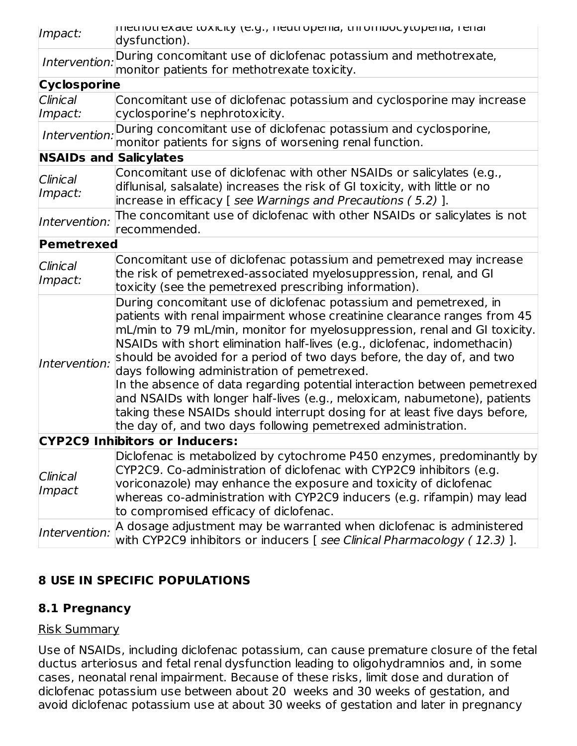| | |
|---|---|
| *Impact:* | methotrexate toxicity (e.g., neutropenia, thrombocytopenia, renal dysfunction). |
| *Intervention:* | During concomitant use of diclofenac potassium and methotrexate, monitor patients for methotrexate toxicity. |
| **Cyclosporine** | |
| *Clinical Impact:* | Concomitant use of diclofenac potassium and cyclosporine may increase cyclosporine's nephrotoxicity. |
| *Intervention:* | During concomitant use of diclofenac potassium and cyclosporine, monitor patients for signs of worsening renal function. |
| **NSAIDs and Salicylates** | |
| *Clinical Impact:* | Concomitant use of diclofenac with other NSAIDs or salicylates (e.g., diflunisal, salsalate) increases the risk of GI toxicity, with little or no increase in efficacy [ *see Warnings and Precautions ( 5.2)* ]. |
| *Intervention:* | The concomitant use of diclofenac with other NSAIDs or salicylates is not recommended. |
| **Pemetrexed** | |
| *Clinical Impact:* | Concomitant use of diclofenac potassium and pemetrexed may increase the risk of pemetrexed-associated myelosuppression, renal, and GI toxicity (see the pemetrexed prescribing information). |
| *Intervention:* | During concomitant use of diclofenac potassium and pemetrexed, in patients with renal impairment whose creatinine clearance ranges from 45 mL/min to 79 mL/min, monitor for myelosuppression, renal and GI toxicity. NSAIDs with short elimination half-lives (e.g., diclofenac, indomethacin) should be avoided for a period of two days before, the day of, and two days following administration of pemetrexed.<br>In the absence of data regarding potential interaction between pemetrexed and NSAIDs with longer half-lives (e.g., meloxicam, nabumetone), patients taking these NSAIDs should interrupt dosing for at least five days before, the day of, and two days following pemetrexed administration. |
| **CYP2C9 Inhibitors or Inducers:** | |
| *Clinical Impact* | Diclofenac is metabolized by cytochrome P450 enzymes, predominantly by CYP2C9. Co-administration of diclofenac with CYP2C9 inhibitors (e.g. voriconazole) may enhance the exposure and toxicity of diclofenac whereas co-administration with CYP2C9 inducers (e.g. rifampin) may lead to compromised efficacy of diclofenac. |
| *Intervention:* | A dosage adjustment may be warranted when diclofenac is administered with CYP2C9 inhibitors or inducers [ *see Clinical Pharmacology ( 12.3)* ]. |

## 8 USE IN SPECIFIC POPULATIONS

### 8.1 Pregnancy

Risk Summary

Use of NSAIDs, including diclofenac potassium, can cause premature closure of the fetal ductus arteriosus and fetal renal dysfunction leading to oligohydramnios and, in some cases, neonatal renal impairment. Because of these risks, limit dose and duration of diclofenac potassium use between about 20 weeks and 30 weeks of gestation, and avoid diclofenac potassium use at about 30 weeks of gestation and later in pregnancy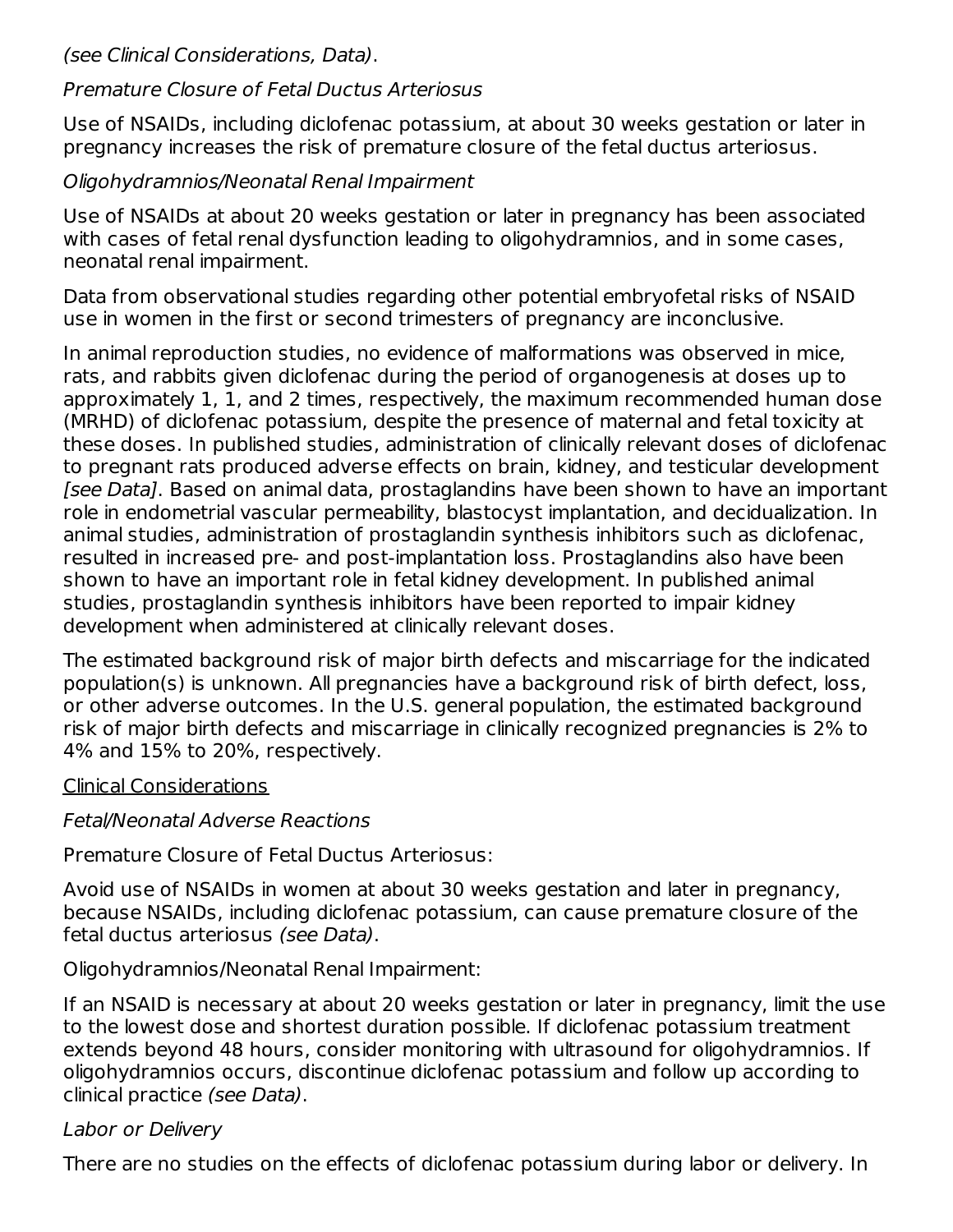*(see Clinical Considerations, Data)*.

*Premature Closure of Fetal Ductus Arteriosus*

Use of NSAIDs, including diclofenac potassium, at about 30 weeks gestation or later in pregnancy increases the risk of premature closure of the fetal ductus arteriosus.

*Oligohydramnios/Neonatal Renal Impairment*

Use of NSAIDs at about 20 weeks gestation or later in pregnancy has been associated with cases of fetal renal dysfunction leading to oligohydramnios, and in some cases, neonatal renal impairment.

Data from observational studies regarding other potential embryofetal risks of NSAID use in women in the first or second trimesters of pregnancy are inconclusive.

In animal reproduction studies, no evidence of malformations was observed in mice, rats, and rabbits given diclofenac during the period of organogenesis at doses up to approximately 1, 1, and 2 times, respectively, the maximum recommended human dose (MRHD) of diclofenac potassium, despite the presence of maternal and fetal toxicity at these doses. In published studies, administration of clinically relevant doses of diclofenac to pregnant rats produced adverse effects on brain, kidney, and testicular development *[see Data]*. Based on animal data, prostaglandins have been shown to have an important role in endometrial vascular permeability, blastocyst implantation, and decidualization. In animal studies, administration of prostaglandin synthesis inhibitors such as diclofenac, resulted in increased pre- and post-implantation loss. Prostaglandins also have been shown to have an important role in fetal kidney development. In published animal studies, prostaglandin synthesis inhibitors have been reported to impair kidney development when administered at clinically relevant doses.

The estimated background risk of major birth defects and miscarriage for the indicated population(s) is unknown. All pregnancies have a background risk of birth defect, loss, or other adverse outcomes. In the U.S. general population, the estimated background risk of major birth defects and miscarriage in clinically recognized pregnancies is 2% to 4% and 15% to 20%, respectively.

<u>Clinical Considerations</u>

*Fetal/Neonatal Adverse Reactions*

Premature Closure of Fetal Ductus Arteriosus:

Avoid use of NSAIDs in women at about 30 weeks gestation and later in pregnancy, because NSAIDs, including diclofenac potassium, can cause premature closure of the fetal ductus arteriosus *(see Data)*.

Oligohydramnios/Neonatal Renal Impairment:

If an NSAID is necessary at about 20 weeks gestation or later in pregnancy, limit the use to the lowest dose and shortest duration possible. If diclofenac potassium treatment extends beyond 48 hours, consider monitoring with ultrasound for oligohydramnios. If oligohydramnios occurs, discontinue diclofenac potassium and follow up according to clinical practice *(see Data)*.

*Labor or Delivery*

There are no studies on the effects of diclofenac potassium during labor or delivery. In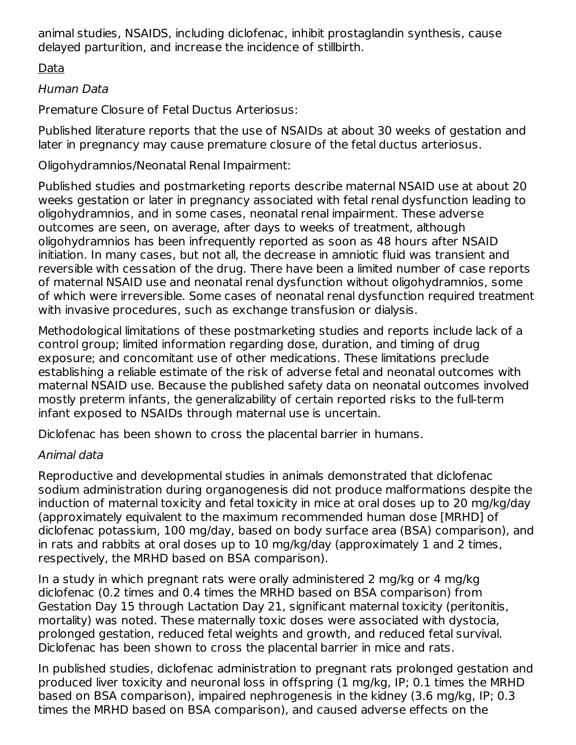animal studies, NSAIDS, including diclofenac, inhibit prostaglandin synthesis, cause delayed parturition, and increase the incidence of stillbirth.

Data

*Human Data*

Premature Closure of Fetal Ductus Arteriosus:

Published literature reports that the use of NSAIDs at about 30 weeks of gestation and later in pregnancy may cause premature closure of the fetal ductus arteriosus.

Oligohydramnios/Neonatal Renal Impairment:

Published studies and postmarketing reports describe maternal NSAID use at about 20 weeks gestation or later in pregnancy associated with fetal renal dysfunction leading to oligohydramnios, and in some cases, neonatal renal impairment. These adverse outcomes are seen, on average, after days to weeks of treatment, although oligohydramnios has been infrequently reported as soon as 48 hours after NSAID initiation. In many cases, but not all, the decrease in amniotic fluid was transient and reversible with cessation of the drug. There have been a limited number of case reports of maternal NSAID use and neonatal renal dysfunction without oligohydramnios, some of which were irreversible. Some cases of neonatal renal dysfunction required treatment with invasive procedures, such as exchange transfusion or dialysis.

Methodological limitations of these postmarketing studies and reports include lack of a control group; limited information regarding dose, duration, and timing of drug exposure; and concomitant use of other medications. These limitations preclude establishing a reliable estimate of the risk of adverse fetal and neonatal outcomes with maternal NSAID use. Because the published safety data on neonatal outcomes involved mostly preterm infants, the generalizability of certain reported risks to the full-term infant exposed to NSAIDs through maternal use is uncertain.

Diclofenac has been shown to cross the placental barrier in humans.

*Animal data*

Reproductive and developmental studies in animals demonstrated that diclofenac sodium administration during organogenesis did not produce malformations despite the induction of maternal toxicity and fetal toxicity in mice at oral doses up to 20 mg/kg/day (approximately equivalent to the maximum recommended human dose [MRHD] of diclofenac potassium, 100 mg/day, based on body surface area (BSA) comparison), and in rats and rabbits at oral doses up to 10 mg/kg/day (approximately 1 and 2 times, respectively, the MRHD based on BSA comparison).

In a study in which pregnant rats were orally administered 2 mg/kg or 4 mg/kg diclofenac (0.2 times and 0.4 times the MRHD based on BSA comparison) from Gestation Day 15 through Lactation Day 21, significant maternal toxicity (peritonitis, mortality) was noted. These maternally toxic doses were associated with dystocia, prolonged gestation, reduced fetal weights and growth, and reduced fetal survival. Diclofenac has been shown to cross the placental barrier in mice and rats.

In published studies, diclofenac administration to pregnant rats prolonged gestation and produced liver toxicity and neuronal loss in offspring (1 mg/kg, IP; 0.1 times the MRHD based on BSA comparison), impaired nephrogenesis in the kidney (3.6 mg/kg, IP; 0.3 times the MRHD based on BSA comparison), and caused adverse effects on the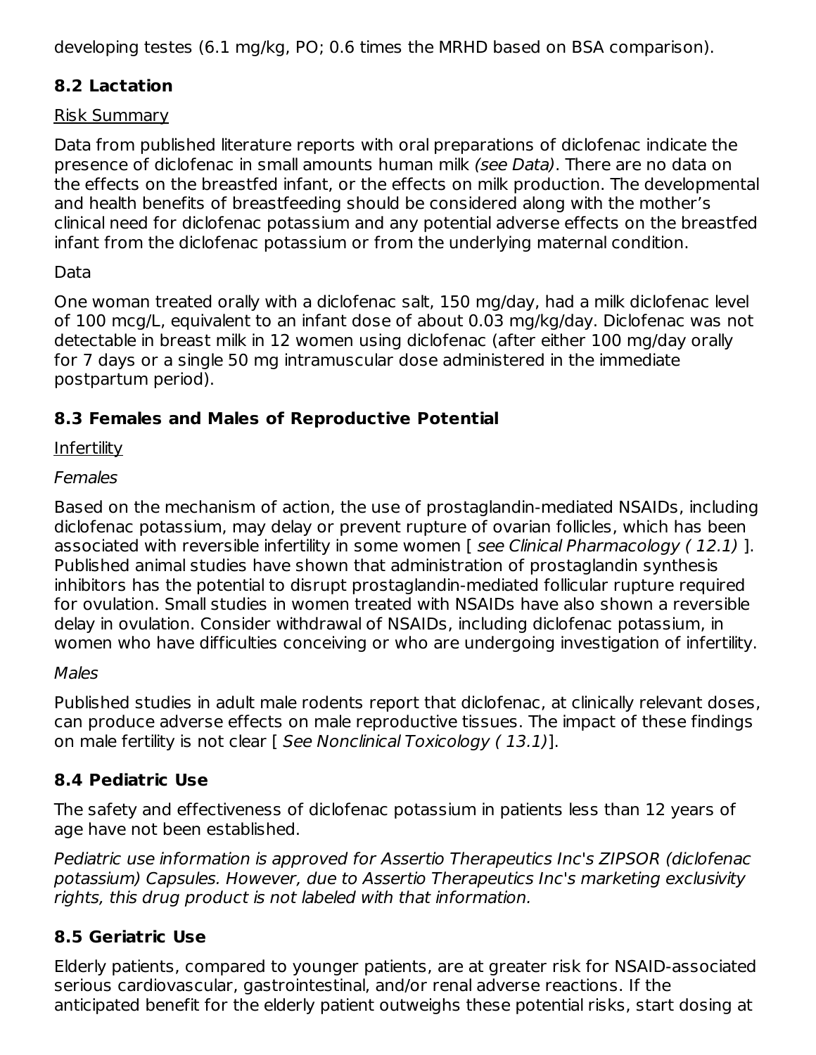developing testes (6.1 mg/kg, PO; 0.6 times the MRHD based on BSA comparison).

## 8.2 Lactation

Risk Summary

Data from published literature reports with oral preparations of diclofenac indicate the presence of diclofenac in small amounts human milk *(see Data)*. There are no data on the effects on the breastfed infant, or the effects on milk production. The developmental and health benefits of breastfeeding should be considered along with the mother's clinical need for diclofenac potassium and any potential adverse effects on the breastfed infant from the diclofenac potassium or from the underlying maternal condition.

Data

One woman treated orally with a diclofenac salt, 150 mg/day, had a milk diclofenac level of 100 mcg/L, equivalent to an infant dose of about 0.03 mg/kg/day. Diclofenac was not detectable in breast milk in 12 women using diclofenac (after either 100 mg/day orally for 7 days or a single 50 mg intramuscular dose administered in the immediate postpartum period).

## 8.3 Females and Males of Reproductive Potential

Infertility

*Females*

Based on the mechanism of action, the use of prostaglandin-mediated NSAIDs, including diclofenac potassium, may delay or prevent rupture of ovarian follicles, which has been associated with reversible infertility in some women [ *see Clinical Pharmacology ( 12.1)* ]. Published animal studies have shown that administration of prostaglandin synthesis inhibitors has the potential to disrupt prostaglandin-mediated follicular rupture required for ovulation. Small studies in women treated with NSAIDs have also shown a reversible delay in ovulation. Consider withdrawal of NSAIDs, including diclofenac potassium, in women who have difficulties conceiving or who are undergoing investigation of infertility.

*Males*

Published studies in adult male rodents report that diclofenac, at clinically relevant doses, can produce adverse effects on male reproductive tissues. The impact of these findings on male fertility is not clear [ *See Nonclinical Toxicology ( 13.1)*].

## 8.4 Pediatric Use

The safety and effectiveness of diclofenac potassium in patients less than 12 years of age have not been established.

*Pediatric use information is approved for Assertio Therapeutics Inc's ZIPSOR (diclofenac potassium) Capsules. However, due to Assertio Therapeutics Inc's marketing exclusivity rights, this drug product is not labeled with that information.*

## 8.5 Geriatric Use

Elderly patients, compared to younger patients, are at greater risk for NSAID-associated serious cardiovascular, gastrointestinal, and/or renal adverse reactions. If the anticipated benefit for the elderly patient outweighs these potential risks, start dosing at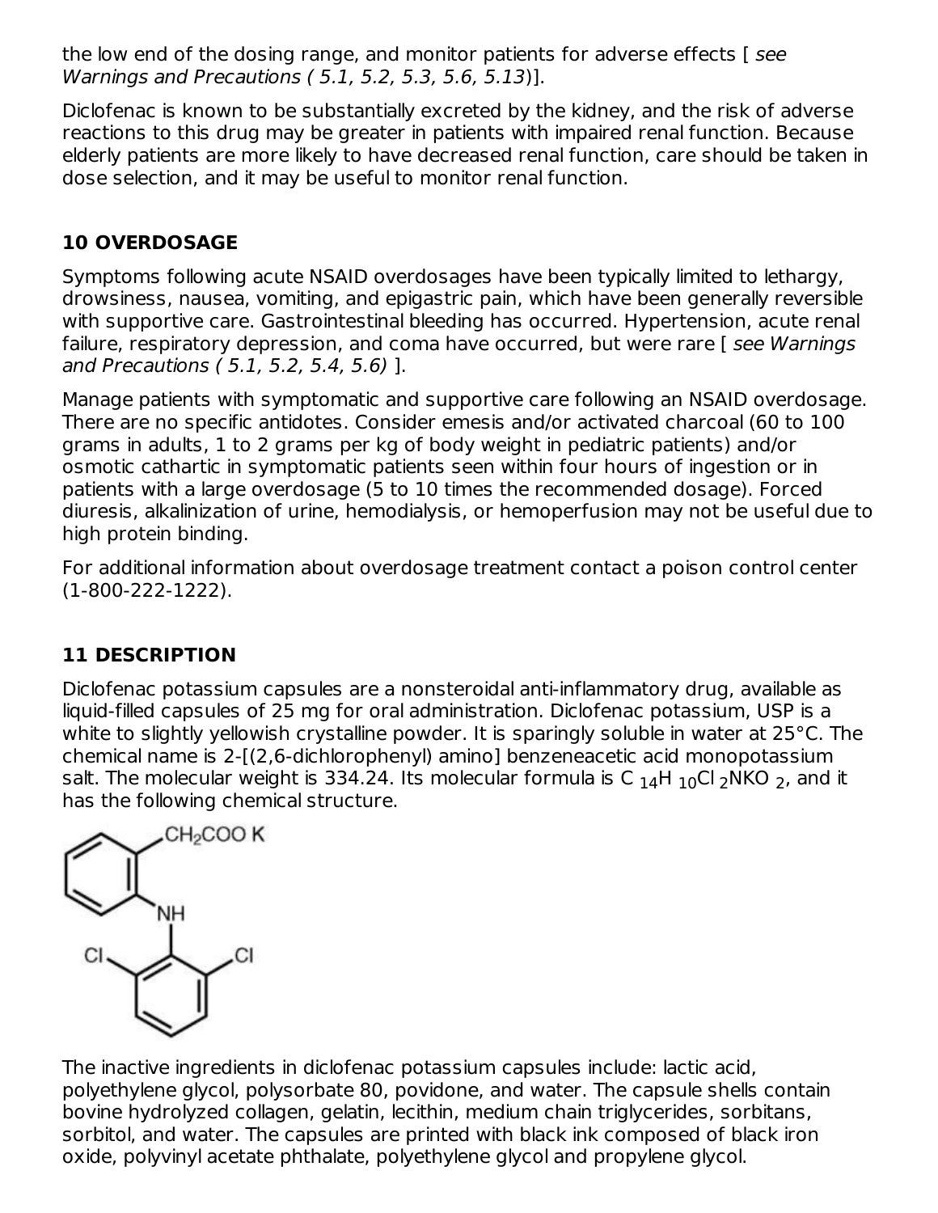the low end of the dosing range, and monitor patients for adverse effects [ *see Warnings and Precautions ( 5.1, 5.2, 5.3, 5.6, 5.13)*].

Diclofenac is known to be substantially excreted by the kidney, and the risk of adverse reactions to this drug may be greater in patients with impaired renal function. Because elderly patients are more likely to have decreased renal function, care should be taken in dose selection, and it may be useful to monitor renal function.

## 10 OVERDOSAGE

Symptoms following acute NSAID overdosages have been typically limited to lethargy, drowsiness, nausea, vomiting, and epigastric pain, which have been generally reversible with supportive care. Gastrointestinal bleeding has occurred. Hypertension, acute renal failure, respiratory depression, and coma have occurred, but were rare [ *see Warnings and Precautions ( 5.1, 5.2, 5.4, 5.6)* ].

Manage patients with symptomatic and supportive care following an NSAID overdosage. There are no specific antidotes. Consider emesis and/or activated charcoal (60 to 100 grams in adults, 1 to 2 grams per kg of body weight in pediatric patients) and/or osmotic cathartic in symptomatic patients seen within four hours of ingestion or in patients with a large overdosage (5 to 10 times the recommended dosage). Forced diuresis, alkalinization of urine, hemodialysis, or hemoperfusion may not be useful due to high protein binding.

For additional information about overdosage treatment contact a poison control center (1-800-222-1222).

## 11 DESCRIPTION

Diclofenac potassium capsules are a nonsteroidal anti-inflammatory drug, available as liquid-filled capsules of 25 mg for oral administration. Diclofenac potassium, USP is a white to slightly yellowish crystalline powder. It is sparingly soluble in water at 25°C. The chemical name is 2-[(2,6-dichlorophenyl) amino] benzeneacetic acid monopotassium salt. The molecular weight is 334.24. Its molecular formula is $C_{14}H_{10}Cl_2NKO_2$, and it has the following chemical structure.

The inactive ingredients in diclofenac potassium capsules include: lactic acid, polyethylene glycol, polysorbate 80, povidone, and water. The capsule shells contain bovine hydrolyzed collagen, gelatin, lecithin, medium chain triglycerides, sorbitans, sorbitol, and water. The capsules are printed with black ink composed of black iron oxide, polyvinyl acetate phthalate, polyethylene glycol and propylene glycol.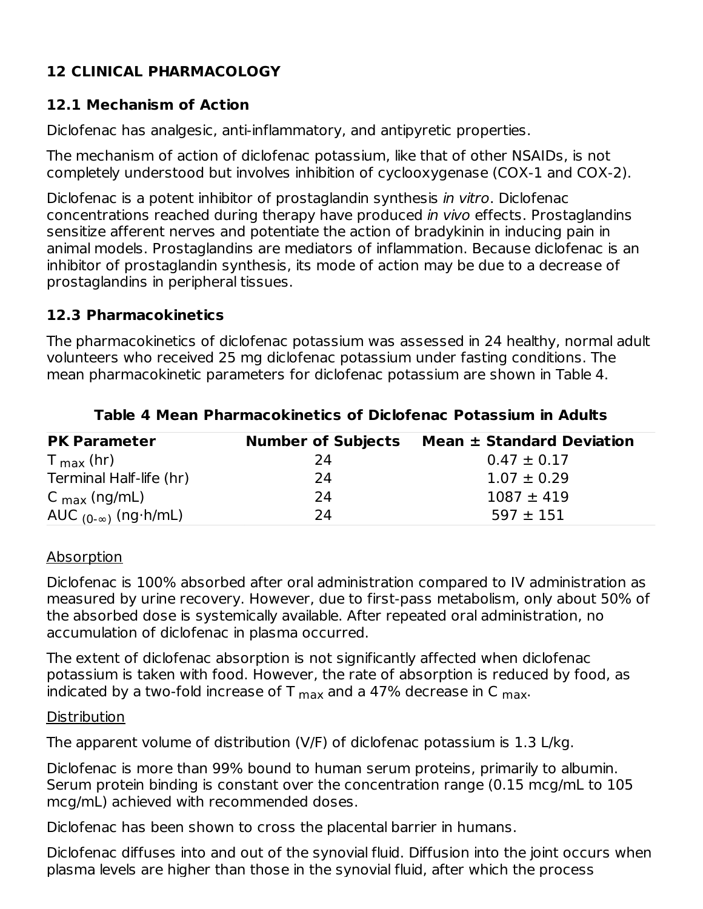## 12 CLINICAL PHARMACOLOGY

### 12.1 Mechanism of Action

Diclofenac has analgesic, anti-inflammatory, and antipyretic properties.

The mechanism of action of diclofenac potassium, like that of other NSAIDs, is not completely understood but involves inhibition of cyclooxygenase (COX-1 and COX-2).

Diclofenac is a potent inhibitor of prostaglandin synthesis *in vitro*. Diclofenac concentrations reached during therapy have produced *in vivo* effects. Prostaglandins sensitize afferent nerves and potentiate the action of bradykinin in inducing pain in animal models. Prostaglandins are mediators of inflammation. Because diclofenac is an inhibitor of prostaglandin synthesis, its mode of action may be due to a decrease of prostaglandins in peripheral tissues.

### 12.3 Pharmacokinetics

The pharmacokinetics of diclofenac potassium was assessed in 24 healthy, normal adult volunteers who received 25 mg diclofenac potassium under fasting conditions. The mean pharmacokinetic parameters for diclofenac potassium are shown in Table 4.

**Table 4 Mean Pharmacokinetics of Diclofenac Potassium in Adults**

| PK Parameter | Number of Subjects | Mean ± Standard Deviation |
|---|---|---|
| $T_{max}$ (hr) | 24 | 0.47 ± 0.17 |
| Terminal Half-life (hr) | 24 | 1.07 ± 0.29 |
| $C_{max}$ (ng/mL) | 24 | 1087 ± 419 |
| $AUC_{(0-\infty)}$ (ng·h/mL) | 24 | 597 ± 151 |

Absorption

Diclofenac is 100% absorbed after oral administration compared to IV administration as measured by urine recovery. However, due to first-pass metabolism, only about 50% of the absorbed dose is systemically available. After repeated oral administration, no accumulation of diclofenac in plasma occurred.

The extent of diclofenac absorption is not significantly affected when diclofenac potassium is taken with food. However, the rate of absorption is reduced by food, as indicated by a two-fold increase of $T_{max}$ and a 47% decrease in $C_{max}$.

Distribution

The apparent volume of distribution (V/F) of diclofenac potassium is 1.3 L/kg.

Diclofenac is more than 99% bound to human serum proteins, primarily to albumin. Serum protein binding is constant over the concentration range (0.15 mcg/mL to 105 mcg/mL) achieved with recommended doses.

Diclofenac has been shown to cross the placental barrier in humans.

Diclofenac diffuses into and out of the synovial fluid. Diffusion into the joint occurs when plasma levels are higher than those in the synovial fluid, after which the process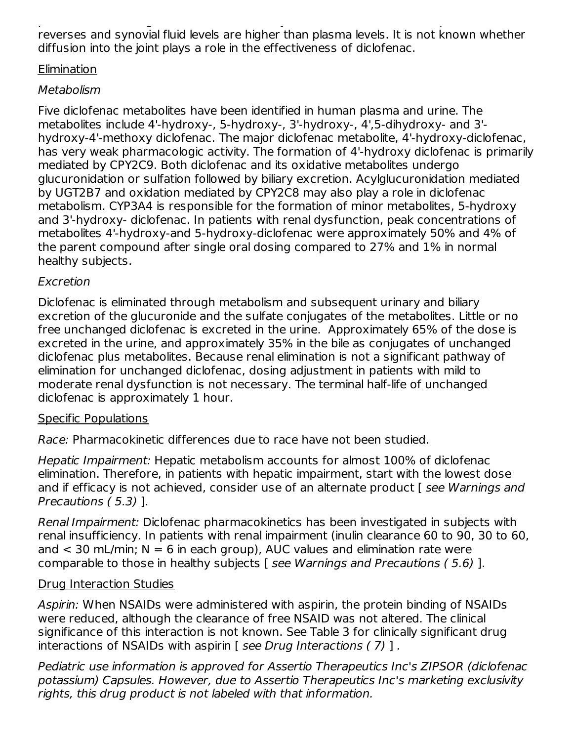reverses and synovial fluid levels are higher than plasma levels. It is not known whether diffusion into the joint plays a role in the effectiveness of diclofenac.

Elimination

*Metabolism*

Five diclofenac metabolites have been identified in human plasma and urine. The metabolites include 4'-hydroxy-, 5-hydroxy-, 3'-hydroxy-, 4',5-dihydroxy- and 3'-hydroxy-4'-methoxy diclofenac. The major diclofenac metabolite, 4'-hydroxy-diclofenac, has very weak pharmacologic activity. The formation of 4'-hydroxy diclofenac is primarily mediated by CPY2C9. Both diclofenac and its oxidative metabolites undergo glucuronidation or sulfation followed by biliary excretion. Acylglucuronidation mediated by UGT2B7 and oxidation mediated by CPY2C8 may also play a role in diclofenac metabolism. CYP3A4 is responsible for the formation of minor metabolites, 5-hydroxy and 3'-hydroxy- diclofenac. In patients with renal dysfunction, peak concentrations of metabolites 4'-hydroxy-and 5-hydroxy-diclofenac were approximately 50% and 4% of the parent compound after single oral dosing compared to 27% and 1% in normal healthy subjects.

*Excretion*

Diclofenac is eliminated through metabolism and subsequent urinary and biliary excretion of the glucuronide and the sulfate conjugates of the metabolites. Little or no free unchanged diclofenac is excreted in the urine. Approximately 65% of the dose is excreted in the urine, and approximately 35% in the bile as conjugates of unchanged diclofenac plus metabolites. Because renal elimination is not a significant pathway of elimination for unchanged diclofenac, dosing adjustment in patients with mild to moderate renal dysfunction is not necessary. The terminal half-life of unchanged diclofenac is approximately 1 hour.

Specific Populations

*Race:* Pharmacokinetic differences due to race have not been studied.

*Hepatic Impairment:* Hepatic metabolism accounts for almost 100% of diclofenac elimination. Therefore, in patients with hepatic impairment, start with the lowest dose and if efficacy is not achieved, consider use of an alternate product [ *see Warnings and Precautions ( 5.3)* ].

*Renal Impairment:* Diclofenac pharmacokinetics has been investigated in subjects with renal insufficiency. In patients with renal impairment (inulin clearance 60 to 90, 30 to 60, and < 30 mL/min; N = 6 in each group), AUC values and elimination rate were comparable to those in healthy subjects [ *see Warnings and Precautions ( 5.6)* ].

Drug Interaction Studies

*Aspirin:* When NSAIDs were administered with aspirin, the protein binding of NSAIDs were reduced, although the clearance of free NSAID was not altered. The clinical significance of this interaction is not known. See Table 3 for clinically significant drug interactions of NSAIDs with aspirin [ *see Drug Interactions ( 7)* ] .

*Pediatric use information is approved for Assertio Therapeutics Inc's ZIPSOR (diclofenac potassium) Capsules. However, due to Assertio Therapeutics Inc's marketing exclusivity rights, this drug product is not labeled with that information.*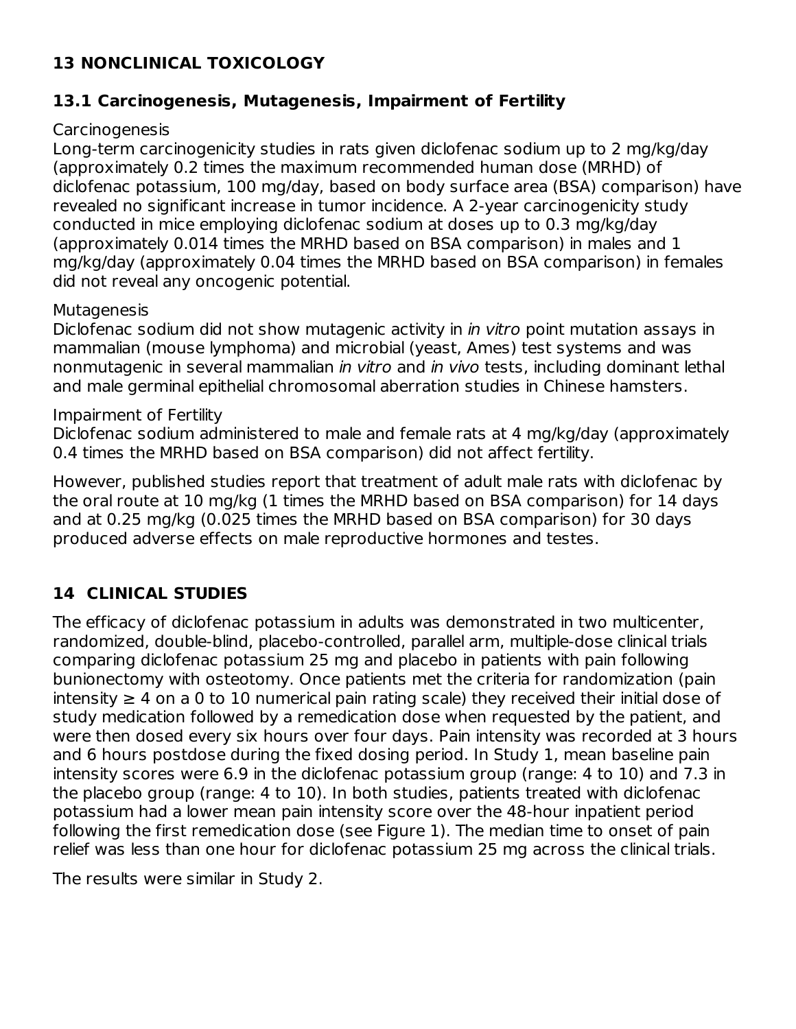## 13 NONCLINICAL TOXICOLOGY

### 13.1 Carcinogenesis, Mutagenesis, Impairment of Fertility

Carcinogenesis

Long-term carcinogenicity studies in rats given diclofenac sodium up to 2 mg/kg/day (approximately 0.2 times the maximum recommended human dose (MRHD) of diclofenac potassium, 100 mg/day, based on body surface area (BSA) comparison) have revealed no significant increase in tumor incidence. A 2-year carcinogenicity study conducted in mice employing diclofenac sodium at doses up to 0.3 mg/kg/day (approximately 0.014 times the MRHD based on BSA comparison) in males and 1 mg/kg/day (approximately 0.04 times the MRHD based on BSA comparison) in females did not reveal any oncogenic potential.

Mutagenesis

Diclofenac sodium did not show mutagenic activity in *in vitro* point mutation assays in mammalian (mouse lymphoma) and microbial (yeast, Ames) test systems and was nonmutagenic in several mammalian *in vitro* and *in vivo* tests, including dominant lethal and male germinal epithelial chromosomal aberration studies in Chinese hamsters.

Impairment of Fertility

Diclofenac sodium administered to male and female rats at 4 mg/kg/day (approximately 0.4 times the MRHD based on BSA comparison) did not affect fertility.

However, published studies report that treatment of adult male rats with diclofenac by the oral route at 10 mg/kg (1 times the MRHD based on BSA comparison) for 14 days and at 0.25 mg/kg (0.025 times the MRHD based on BSA comparison) for 30 days produced adverse effects on male reproductive hormones and testes.

## 14 CLINICAL STUDIES

The efficacy of diclofenac potassium in adults was demonstrated in two multicenter, randomized, double-blind, placebo-controlled, parallel arm, multiple-dose clinical trials comparing diclofenac potassium 25 mg and placebo in patients with pain following bunionectomy with osteotomy. Once patients met the criteria for randomization (pain intensity ≥ 4 on a 0 to 10 numerical pain rating scale) they received their initial dose of study medication followed by a remedication dose when requested by the patient, and were then dosed every six hours over four days. Pain intensity was recorded at 3 hours and 6 hours postdose during the fixed dosing period. In Study 1, mean baseline pain intensity scores were 6.9 in the diclofenac potassium group (range: 4 to 10) and 7.3 in the placebo group (range: 4 to 10). In both studies, patients treated with diclofenac potassium had a lower mean pain intensity score over the 48-hour inpatient period following the first remedication dose (see Figure 1). The median time to onset of pain relief was less than one hour for diclofenac potassium 25 mg across the clinical trials.

The results were similar in Study 2.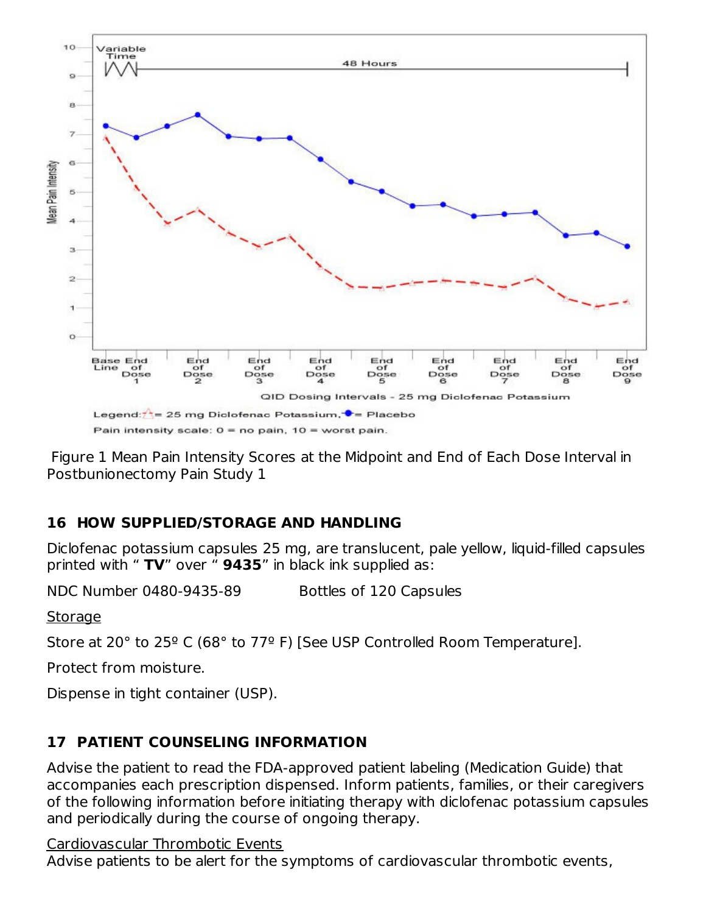Figure 1 Mean Pain Intensity Scores at the Midpoint and End of Each Dose Interval in Postbunionectomy Pain Study 1

## 16 HOW SUPPLIED/STORAGE AND HANDLING

Diclofenac potassium capsules 25 mg, are translucent, pale yellow, liquid-filled capsules printed with " **TV**" over " **9435**" in black ink supplied as:

NDC Number 0480-9435-89    Bottles of 120 Capsules

Storage

Store at 20° to 25º C (68° to 77º F) [See USP Controlled Room Temperature].

Protect from moisture.

Dispense in tight container (USP).

## 17 PATIENT COUNSELING INFORMATION

Advise the patient to read the FDA-approved patient labeling (Medication Guide) that accompanies each prescription dispensed. Inform patients, families, or their caregivers of the following information before initiating therapy with diclofenac potassium capsules and periodically during the course of ongoing therapy.

Cardiovascular Thrombotic Events

Advise patients to be alert for the symptoms of cardiovascular thrombotic events,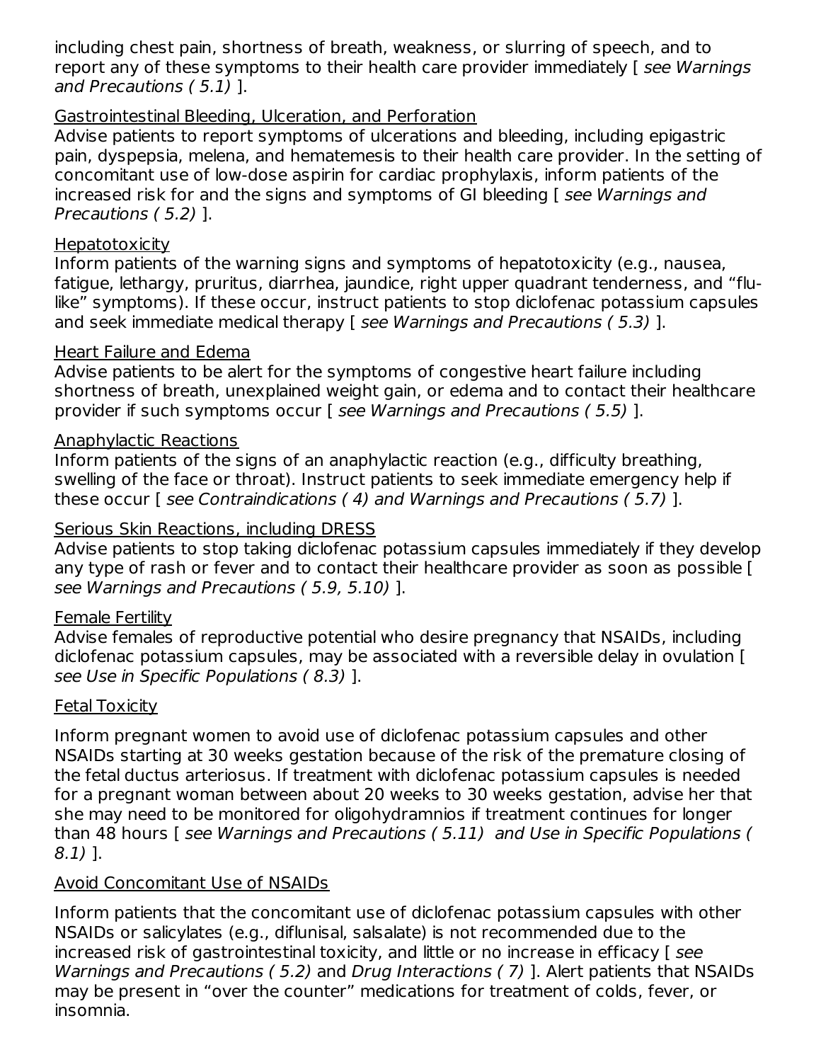including chest pain, shortness of breath, weakness, or slurring of speech, and to report any of these symptoms to their health care provider immediately [ *see Warnings and Precautions ( 5.1)* ].

Gastrointestinal Bleeding, Ulceration, and Perforation

Advise patients to report symptoms of ulcerations and bleeding, including epigastric pain, dyspepsia, melena, and hematemesis to their health care provider. In the setting of concomitant use of low-dose aspirin for cardiac prophylaxis, inform patients of the increased risk for and the signs and symptoms of GI bleeding [ *see Warnings and Precautions ( 5.2)* ].

Hepatotoxicity

Inform patients of the warning signs and symptoms of hepatotoxicity (e.g., nausea, fatigue, lethargy, pruritus, diarrhea, jaundice, right upper quadrant tenderness, and "flu-like" symptoms). If these occur, instruct patients to stop diclofenac potassium capsules and seek immediate medical therapy [ *see Warnings and Precautions ( 5.3)* ].

Heart Failure and Edema

Advise patients to be alert for the symptoms of congestive heart failure including shortness of breath, unexplained weight gain, or edema and to contact their healthcare provider if such symptoms occur [ *see Warnings and Precautions ( 5.5)* ].

Anaphylactic Reactions

Inform patients of the signs of an anaphylactic reaction (e.g., difficulty breathing, swelling of the face or throat). Instruct patients to seek immediate emergency help if these occur [ *see Contraindications ( 4) and Warnings and Precautions ( 5.7)* ].

Serious Skin Reactions, including DRESS

Advise patients to stop taking diclofenac potassium capsules immediately if they develop any type of rash or fever and to contact their healthcare provider as soon as possible [ *see Warnings and Precautions ( 5.9, 5.10)* ].

Female Fertility

Advise females of reproductive potential who desire pregnancy that NSAIDs, including diclofenac potassium capsules, may be associated with a reversible delay in ovulation [ *see Use in Specific Populations ( 8.3)* ].

Fetal Toxicity

Inform pregnant women to avoid use of diclofenac potassium capsules and other NSAIDs starting at 30 weeks gestation because of the risk of the premature closing of the fetal ductus arteriosus. If treatment with diclofenac potassium capsules is needed for a pregnant woman between about 20 weeks to 30 weeks gestation, advise her that she may need to be monitored for oligohydramnios if treatment continues for longer than 48 hours [ *see Warnings and Precautions ( 5.11)* *and Use in Specific Populations ( 8.1)* ].

Avoid Concomitant Use of NSAIDs

Inform patients that the concomitant use of diclofenac potassium capsules with other NSAIDs or salicylates (e.g., diflunisal, salsalate) is not recommended due to the increased risk of gastrointestinal toxicity, and little or no increase in efficacy [ *see Warnings and Precautions ( 5.2)* and *Drug Interactions ( 7)* ]. Alert patients that NSAIDs may be present in "over the counter" medications for treatment of colds, fever, or insomnia.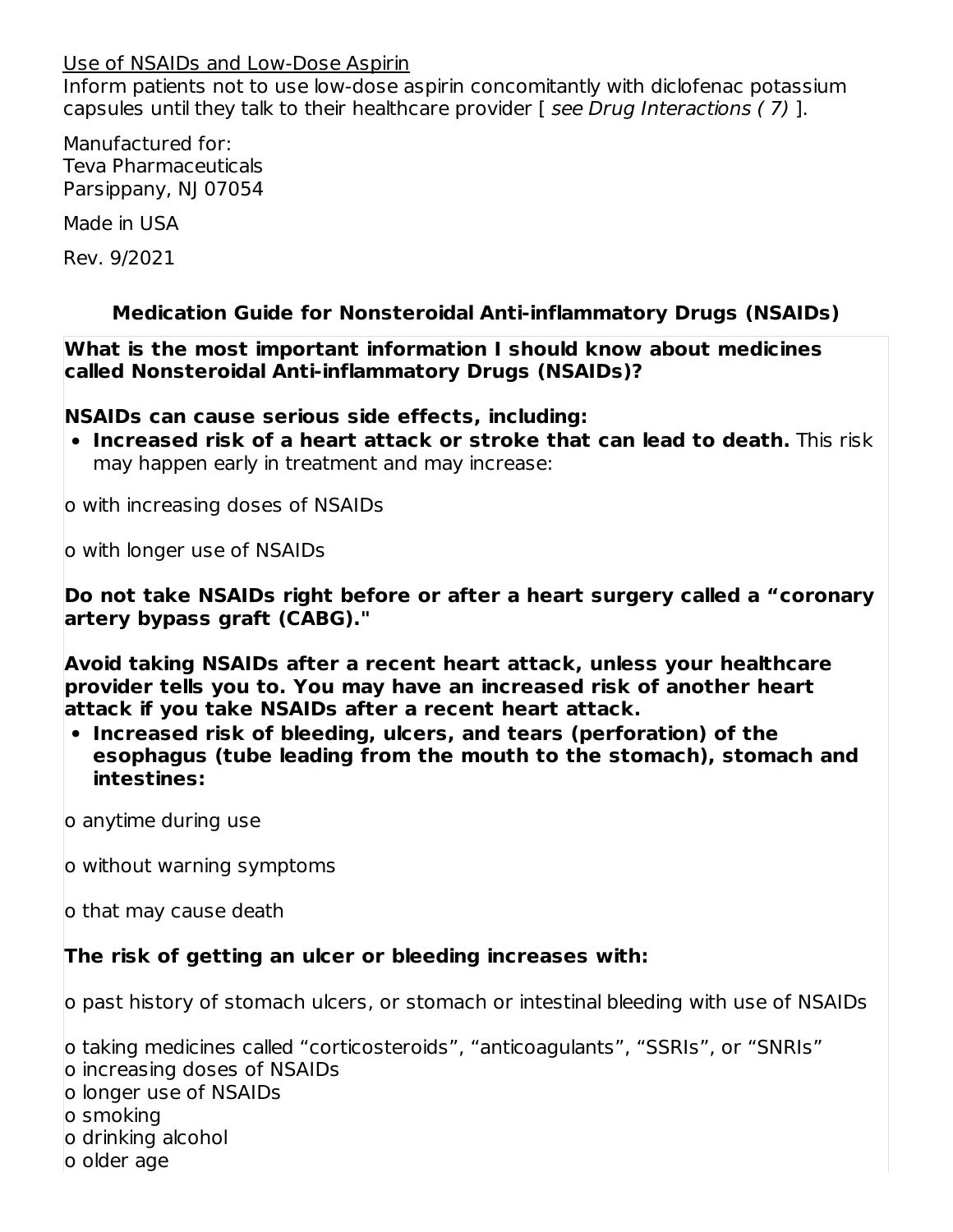Use of NSAIDs and Low-Dose Aspirin

Inform patients not to use low-dose aspirin concomitantly with diclofenac potassium capsules until they talk to their healthcare provider [ *see Drug Interactions ( 7)* ].

Manufactured for:
Teva Pharmaceuticals
Parsippany, NJ 07054

Made in USA

Rev. 9/2021

## Medication Guide for Nonsteroidal Anti-inflammatory Drugs (NSAIDs)

**What is the most important information I should know about medicines called Nonsteroidal Anti-inflammatory Drugs (NSAIDs)?**

**NSAIDs can cause serious side effects, including:**

- **Increased risk of a heart attack or stroke that can lead to death.** This risk may happen early in treatment and may increase:

o with increasing doses of NSAIDs

o with longer use of NSAIDs

**Do not take NSAIDs right before or after a heart surgery called a "coronary artery bypass graft (CABG)."**

**Avoid taking NSAIDs after a recent heart attack, unless your healthcare provider tells you to. You may have an increased risk of another heart attack if you take NSAIDs after a recent heart attack.**

- **Increased risk of bleeding, ulcers, and tears (perforation) of the esophagus (tube leading from the mouth to the stomach), stomach and intestines:**

o anytime during use

o without warning symptoms

o that may cause death

**The risk of getting an ulcer or bleeding increases with:**

o past history of stomach ulcers, or stomach or intestinal bleeding with use of NSAIDs

o taking medicines called "corticosteroids", "anticoagulants", "SSRIs", or "SNRIs"
o increasing doses of NSAIDs
o longer use of NSAIDs
o smoking
o drinking alcohol
o older age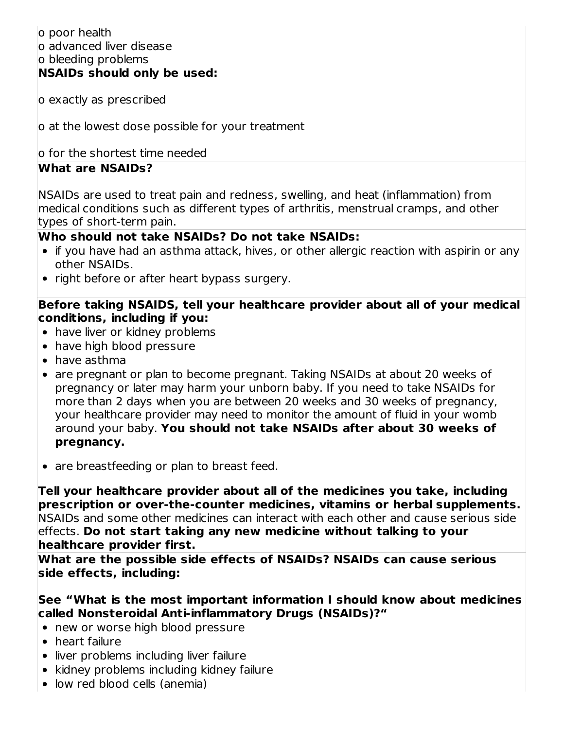o poor health
o advanced liver disease
o bleeding problems

**NSAIDs should only be used:**

o exactly as prescribed

o at the lowest dose possible for your treatment

o for the shortest time needed

**What are NSAIDs?**

NSAIDs are used to treat pain and redness, swelling, and heat (inflammation) from medical conditions such as different types of arthritis, menstrual cramps, and other types of short-term pain.

**Who should not take NSAIDs? Do not take NSAIDs:**

- if you have had an asthma attack, hives, or other allergic reaction with aspirin or any other NSAIDs.
- right before or after heart bypass surgery.

**Before taking NSAIDS, tell your healthcare provider about all of your medical conditions, including if you:**

- have liver or kidney problems
- have high blood pressure
- have asthma
- are pregnant or plan to become pregnant. Taking NSAIDs at about 20 weeks of pregnancy or later may harm your unborn baby. If you need to take NSAIDs for more than 2 days when you are between 20 weeks and 30 weeks of pregnancy, your healthcare provider may need to monitor the amount of fluid in your womb around your baby. **You should not take NSAIDs after about 30 weeks of pregnancy.**
- are breastfeeding or plan to breast feed.

**Tell your healthcare provider about all of the medicines you take, including prescription or over-the-counter medicines, vitamins or herbal supplements.** NSAIDs and some other medicines can interact with each other and cause serious side effects. **Do not start taking any new medicine without talking to your healthcare provider first.**

**What are the possible side effects of NSAIDs? NSAIDs can cause serious side effects, including:**

**See "What is the most important information I should know about medicines called Nonsteroidal Anti-inflammatory Drugs (NSAIDs)?"**

- new or worse high blood pressure
- heart failure
- liver problems including liver failure
- kidney problems including kidney failure
- low red blood cells (anemia)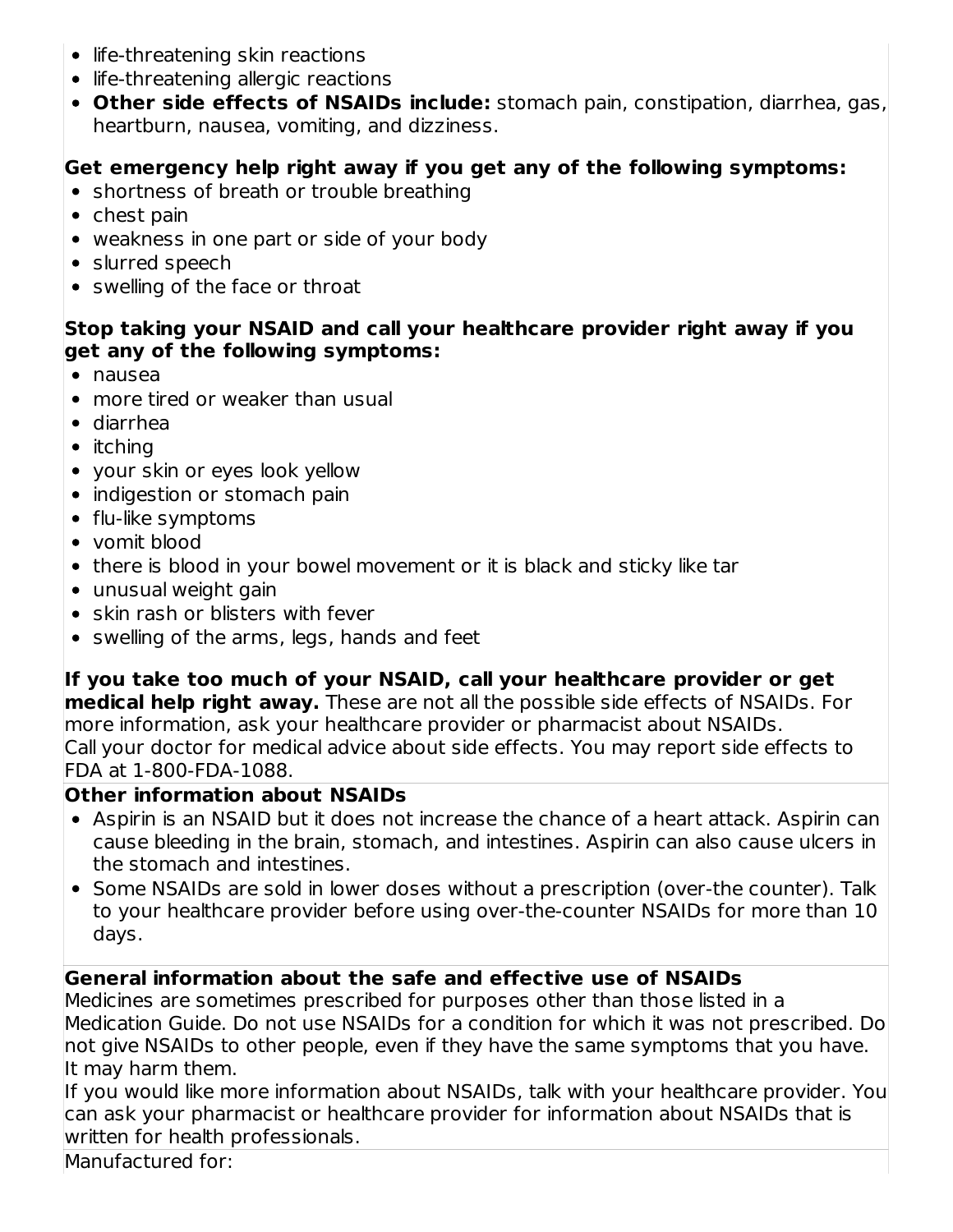- life-threatening skin reactions
- life-threatening allergic reactions
- **Other side effects of NSAIDs include:** stomach pain, constipation, diarrhea, gas, heartburn, nausea, vomiting, and dizziness.

**Get emergency help right away if you get any of the following symptoms:**

- shortness of breath or trouble breathing
- chest pain
- weakness in one part or side of your body
- slurred speech
- swelling of the face or throat

**Stop taking your NSAID and call your healthcare provider right away if you get any of the following symptoms:**

- nausea
- more tired or weaker than usual
- diarrhea
- itching
- your skin or eyes look yellow
- indigestion or stomach pain
- flu-like symptoms
- vomit blood
- there is blood in your bowel movement or it is black and sticky like tar
- unusual weight gain
- skin rash or blisters with fever
- swelling of the arms, legs, hands and feet

**If you take too much of your NSAID, call your healthcare provider or get medical help right away.** These are not all the possible side effects of NSAIDs. For more information, ask your healthcare provider or pharmacist about NSAIDs.
Call your doctor for medical advice about side effects. You may report side effects to FDA at 1-800-FDA-1088.

**Other information about NSAIDs**

- Aspirin is an NSAID but it does not increase the chance of a heart attack. Aspirin can cause bleeding in the brain, stomach, and intestines. Aspirin can also cause ulcers in the stomach and intestines.
- Some NSAIDs are sold in lower doses without a prescription (over-the counter). Talk to your healthcare provider before using over-the-counter NSAIDs for more than 10 days.

**General information about the safe and effective use of NSAIDs**

Medicines are sometimes prescribed for purposes other than those listed in a Medication Guide. Do not use NSAIDs for a condition for which it was not prescribed. Do not give NSAIDs to other people, even if they have the same symptoms that you have. It may harm them.

If you would like more information about NSAIDs, talk with your healthcare provider. You can ask your pharmacist or healthcare provider for information about NSAIDs that is written for health professionals.

Manufactured for: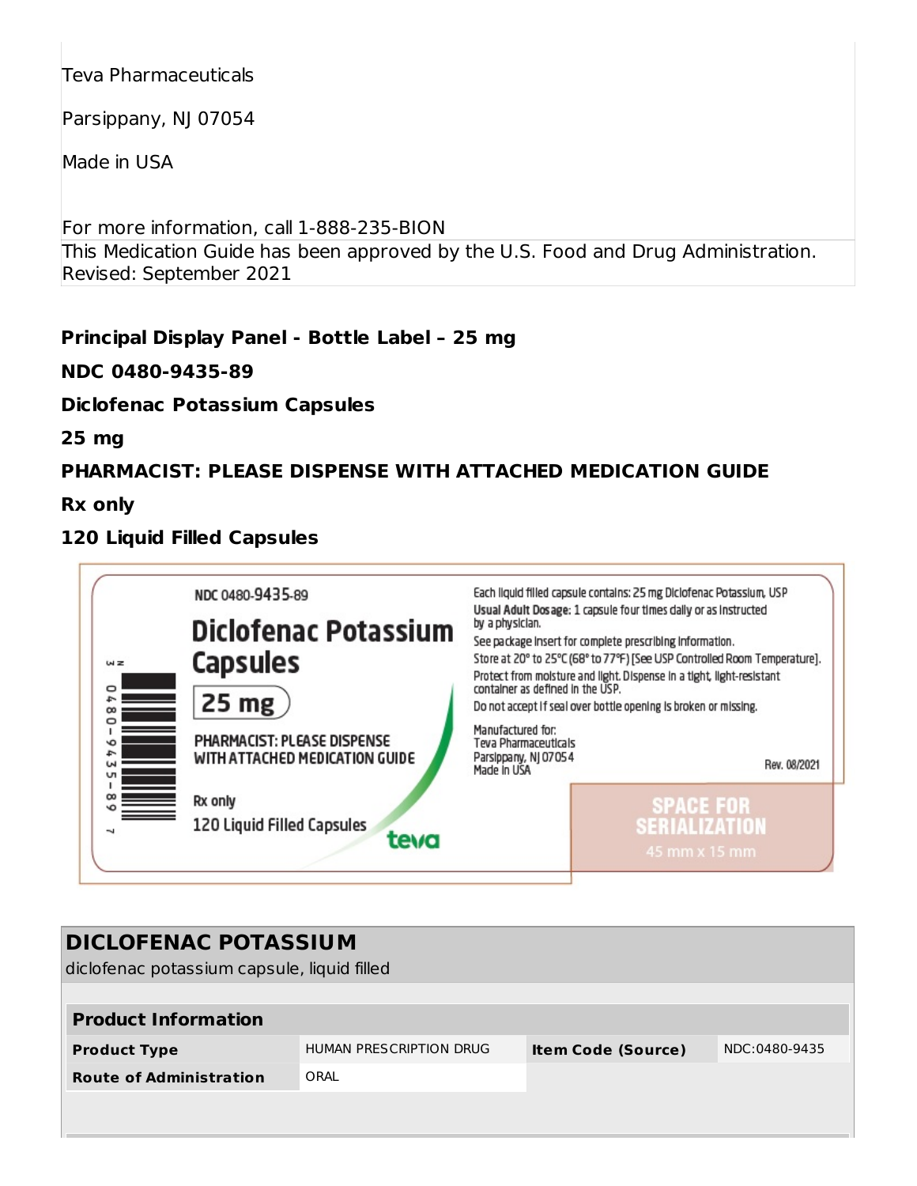Teva Pharmaceuticals

Parsippany, NJ 07054

Made in USA

For more information, call 1-888-235-BION

This Medication Guide has been approved by the U.S. Food and Drug Administration.
Revised: September 2021

**Principal Display Panel - Bottle Label – 25 mg**

**NDC 0480-9435-89**

**Diclofenac Potassium Capsules**

**25 mg**

**PHARMACIST: PLEASE DISPENSE WITH ATTACHED MEDICATION GUIDE**

**Rx only**

**120 Liquid Filled Capsules**

NDC 0480-9435-89

Diclofenac Potassium Capsules

25 mg

PHARMACIST: PLEASE DISPENSE WITH ATTACHED MEDICATION GUIDE

Rx only

120 Liquid Filled Capsules

teva

Each liquid filled capsule contains: 25 mg Diclofenac Potassium, USP

**Usual Adult Dosage:** 1 capsule four times daily or as instructed by a physician.

See package insert for complete prescribing information.

Store at 20° to 25°C (68° to 77°F) [See USP Controlled Room Temperature].

Protect from moisture and light. Dispense in a tight, light-resistant container as defined in the USP.

Do not accept if seal over bottle opening is broken or missing.

Manufactured for:
Teva Pharmaceuticals
Parsippany, NJ 07054
Made in USA

Rev. 08/2021

SPACE FOR SERIALIZATION
45 mm x 15 mm

3 N 0480-9435-89 7

## DICLOFENAC POTASSIUM

diclofenac potassium capsule, liquid filled

| Product Information | | | |
|---|---|---|---|
| **Product Type** | HUMAN PRESCRIPTION DRUG | **Item Code (Source)** | NDC:0480-9435 |
| **Route of Administration** | ORAL | | |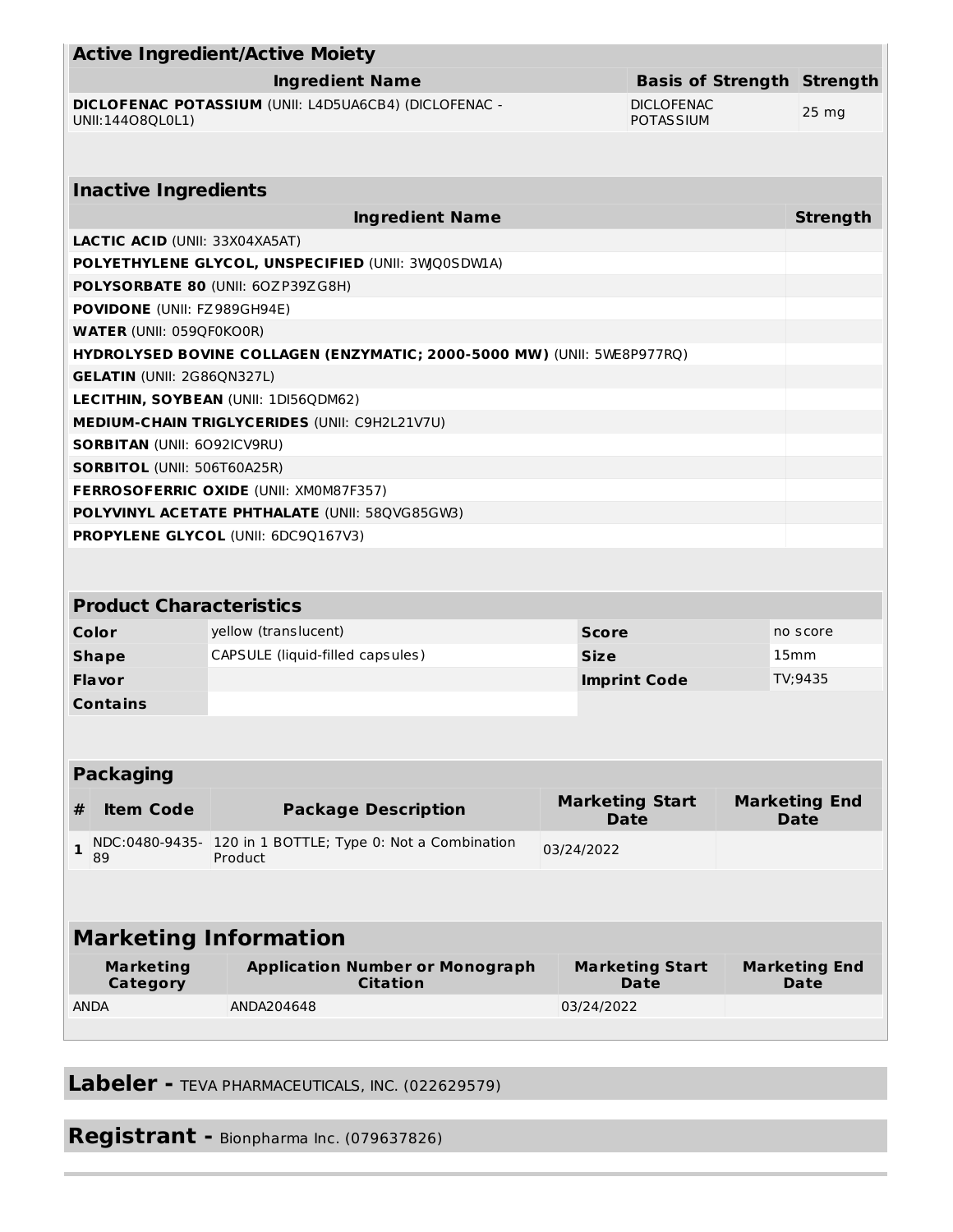| Active Ingredient/Active Moiety | | |
|---|---|---|
| **Ingredient Name** | **Basis of Strength** | **Strength** |
| **DICLOFENAC POTASSIUM** (UNII: L4D5UA6CB4) (DICLOFENAC - UNII:144O8QL0L1) | DICLOFENAC POTASSIUM | 25 mg |

| Inactive Ingredients | |
|---|---|
| **Ingredient Name** | **Strength** |
| **LACTIC ACID** (UNII: 33X04XA5AT) | |
| **POLYETHYLENE GLYCOL, UNSPECIFIED** (UNII: 3WJQ0SDW1A) | |
| **POLYSORBATE 80** (UNII: 6OZP39ZG8H) | |
| **POVIDONE** (UNII: FZ989GH94E) | |
| **WATER** (UNII: 059QF0KO0R) | |
| **HYDROLYSED BOVINE COLLAGEN (ENZYMATIC; 2000-5000 MW)** (UNII: 5WE8P977RQ) | |
| **GELATIN** (UNII: 2G86QN327L) | |
| **LECITHIN, SOYBEAN** (UNII: 1DI56QDM62) | |
| **MEDIUM-CHAIN TRIGLYCERIDES** (UNII: C9H2L21V7U) | |
| **SORBITAN** (UNII: 6O92ICV9RU) | |
| **SORBITOL** (UNII: 506T60A25R) | |
| **FERROSOFERRIC OXIDE** (UNII: XM0M87F357) | |
| **POLYVINYL ACETATE PHTHALATE** (UNII: 58QVG85GW3) | |
| **PROPYLENE GLYCOL** (UNII: 6DC9Q167V3) | |

| Product Characteristics | | | |
|---|---|---|---|
| **Color** | yellow (translucent) | **Score** | no score |
| **Shape** | CAPSULE (liquid-filled capsules) | **Size** | 15mm |
| **Flavor** | | **Imprint Code** | TV;9435 |
| **Contains** | | | |

| Packaging | | | | |
|---|---|---|---|---|
| **#** | **Item Code** | **Package Description** | **Marketing Start Date** | **Marketing End Date** |
| 1 | NDC:0480-9435-89 | 120 in 1 BOTTLE; Type 0: Not a Combination Product | 03/24/2022 | |

| Marketing Information | | | |
|---|---|---|---|
| **Marketing Category** | **Application Number or Monograph Citation** | **Marketing Start Date** | **Marketing End Date** |
| ANDA | ANDA204648 | 03/24/2022 | |

**Labeler -** TEVA PHARMACEUTICALS, INC. (022629579)

**Registrant -** Bionpharma Inc. (079637826)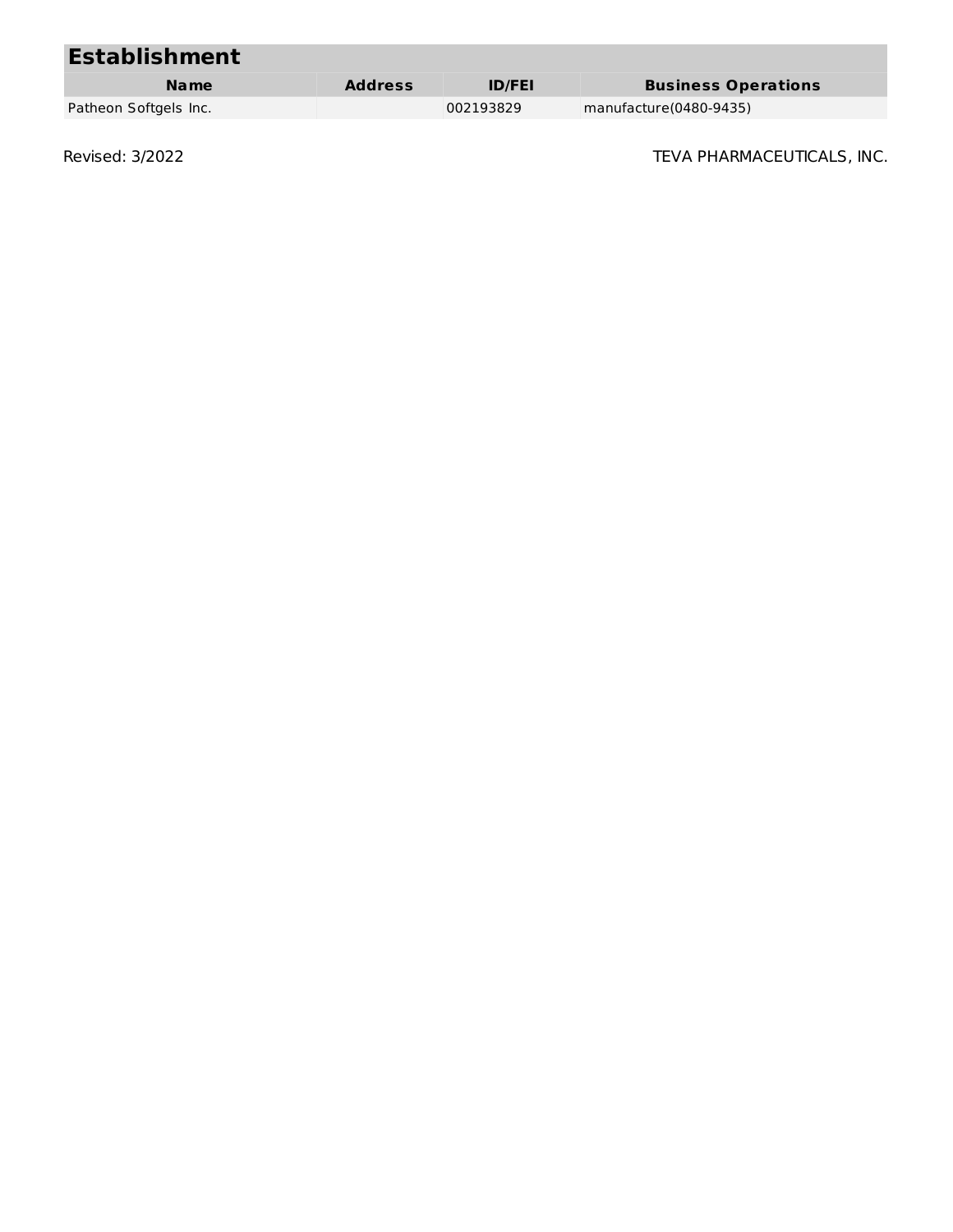## Establishment

| Name | Address | ID/FEI | Business Operations |
| --- | --- | --- | --- |
| Patheon Softgels Inc. | | 002193829 | manufacture(0480-9435) |

Revised: 3/2022

TEVA PHARMACEUTICALS, INC.